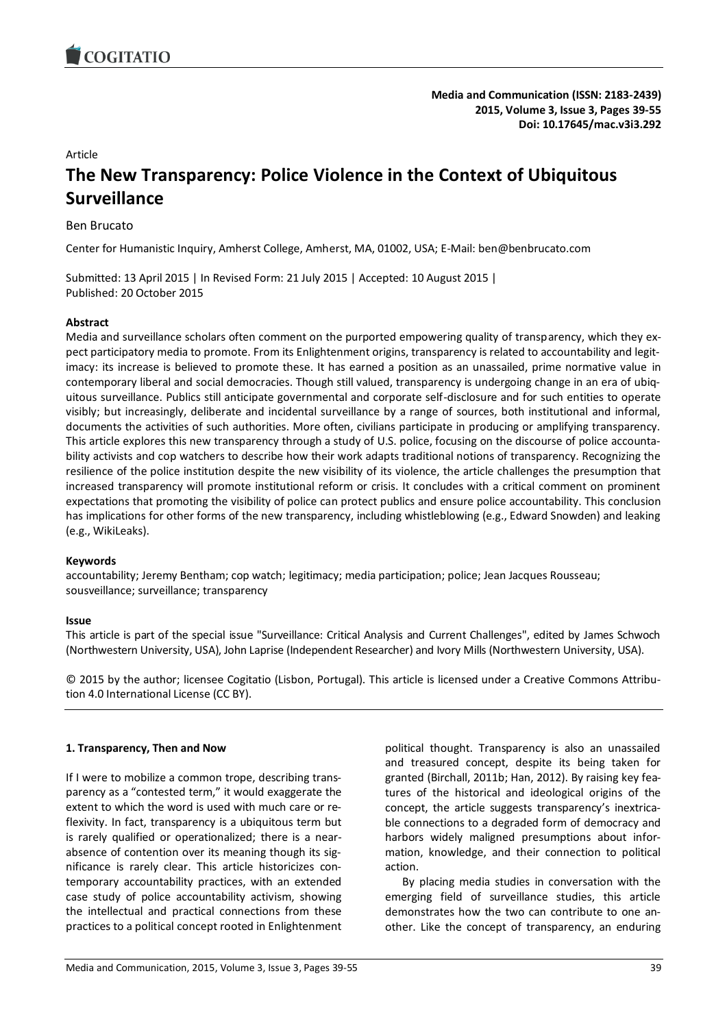Media and Communication (ISSN: 2183-2439)
2015, Volume 3, Issue 3, Pages 39-55
Doi: 10.17645/mac.v3i3.292

Article

# The New Transparency: Police Violence in the Context of Ubiquitous Surveillance

Ben Brucato

Center for Humanistic Inquiry, Amherst College, Amherst, MA, 01002, USA; E-Mail: ben@benbrucato.com

Submitted: 13 April 2015 | In Revised Form: 21 July 2015 | Accepted: 10 August 2015 | Published: 20 October 2015

**Abstract**

Media and surveillance scholars often comment on the purported empowering quality of transparency, which they expect participatory media to promote. From its Enlightenment origins, transparency is related to accountability and legitimacy: its increase is believed to promote these. It has earned a position as an unassailed, prime normative value in contemporary liberal and social democracies. Though still valued, transparency is undergoing change in an era of ubiquitous surveillance. Publics still anticipate governmental and corporate self-disclosure and for such entities to operate visibly; but increasingly, deliberate and incidental surveillance by a range of sources, both institutional and informal, documents the activities of such authorities. More often, civilians participate in producing or amplifying transparency. This article explores this new transparency through a study of U.S. police, focusing on the discourse of police accountability activists and cop watchers to describe how their work adapts traditional notions of transparency. Recognizing the resilience of the police institution despite the new visibility of its violence, the article challenges the presumption that increased transparency will promote institutional reform or crisis. It concludes with a critical comment on prominent expectations that promoting the visibility of police can protect publics and ensure police accountability. This conclusion has implications for other forms of the new transparency, including whistleblowing (e.g., Edward Snowden) and leaking (e.g., WikiLeaks).

**Keywords**

accountability; Jeremy Bentham; cop watch; legitimacy; media participation; police; Jean Jacques Rousseau; sousveillance; surveillance; transparency

**Issue**

This article is part of the special issue "Surveillance: Critical Analysis and Current Challenges", edited by James Schwoch (Northwestern University, USA), John Laprise (Independent Researcher) and Ivory Mills (Northwestern University, USA).

© 2015 by the author; licensee Cogitatio (Lisbon, Portugal). This article is licensed under a Creative Commons Attribution 4.0 International License (CC BY).

## 1. Transparency, Then and Now

If I were to mobilize a common trope, describing transparency as a "contested term," it would exaggerate the extent to which the word is used with much care or reflexivity. In fact, transparency is a ubiquitous term but is rarely qualified or operationalized; there is a near-absence of contention over its meaning though its significance is rarely clear. This article historicizes contemporary accountability practices, with an extended case study of police accountability activism, showing the intellectual and practical connections from these practices to a political concept rooted in Enlightenment political thought. Transparency is also an unassailed and treasured concept, despite its being taken for granted (Birchall, 2011b; Han, 2012). By raising key features of the historical and ideological origins of the concept, the article suggests transparency's inextricable connections to a degraded form of democracy and harbors widely maligned presumptions about information, knowledge, and their connection to political action.

By placing media studies in conversation with the emerging field of surveillance studies, this article demonstrates how the two can contribute to one another. Like the concept of transparency, an enduring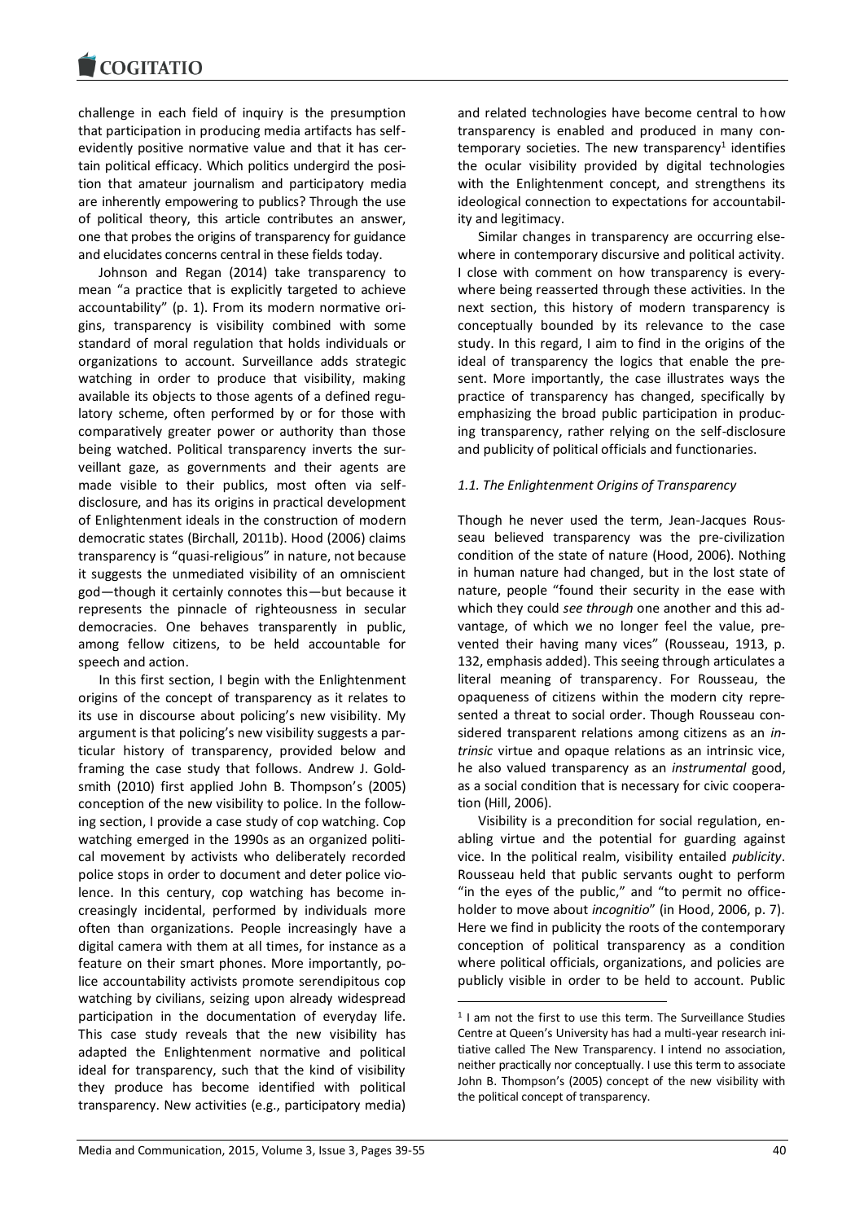challenge in each field of inquiry is the presumption that participation in producing media artifacts has self-evidently positive normative value and that it has certain political efficacy. Which politics undergird the position that amateur journalism and participatory media are inherently empowering to publics? Through the use of political theory, this article contributes an answer, one that probes the origins of transparency for guidance and elucidates concerns central in these fields today.

Johnson and Regan (2014) take transparency to mean "a practice that is explicitly targeted to achieve accountability" (p. 1). From its modern normative origins, transparency is visibility combined with some standard of moral regulation that holds individuals or organizations to account. Surveillance adds strategic watching in order to produce that visibility, making available its objects to those agents of a defined regulatory scheme, often performed by or for those with comparatively greater power or authority than those being watched. Political transparency inverts the surveillant gaze, as governments and their agents are made visible to their publics, most often via self-disclosure, and has its origins in practical development of Enlightenment ideals in the construction of modern democratic states (Birchall, 2011b). Hood (2006) claims transparency is "quasi-religious" in nature, not because it suggests the unmediated visibility of an omniscient god—though it certainly connotes this—but because it represents the pinnacle of righteousness in secular democracies. One behaves transparently in public, among fellow citizens, to be held accountable for speech and action.

In this first section, I begin with the Enlightenment origins of the concept of transparency as it relates to its use in discourse about policing's new visibility. My argument is that policing's new visibility suggests a particular history of transparency, provided below and framing the case study that follows. Andrew J. Goldsmith (2010) first applied John B. Thompson's (2005) conception of the new visibility to police. In the following section, I provide a case study of cop watching. Cop watching emerged in the 1990s as an organized political movement by activists who deliberately recorded police stops in order to document and deter police violence. In this century, cop watching has become increasingly incidental, performed by individuals more often than organizations. People increasingly have a digital camera with them at all times, for instance as a feature on their smart phones. More importantly, police accountability activists promote serendipitous cop watching by civilians, seizing upon already widespread participation in the documentation of everyday life. This case study reveals that the new visibility has adapted the Enlightenment normative and political ideal for transparency, such that the kind of visibility they produce has become identified with political transparency. New activities (e.g., participatory media) and related technologies have become central to how transparency is enabled and produced in many contemporary societies. The new transparency[1] identifies the ocular visibility provided by digital technologies with the Enlightenment concept, and strengthens its ideological connection to expectations for accountability and legitimacy.

Similar changes in transparency are occurring elsewhere in contemporary discursive and political activity. I close with comment on how transparency is everywhere being reasserted through these activities. In the next section, this history of modern transparency is conceptually bounded by its relevance to the case study. In this regard, I aim to find in the origins of the ideal of transparency the logics that enable the present. More importantly, the case illustrates ways the practice of transparency has changed, specifically by emphasizing the broad public participation in producing transparency, rather relying on the self-disclosure and publicity of political officials and functionaries.

### 1.1. The Enlightenment Origins of Transparency

Though he never used the term, Jean-Jacques Rousseau believed transparency was the pre-civilization condition of the state of nature (Hood, 2006). Nothing in human nature had changed, but in the lost state of nature, people "found their security in the ease with which they could *see through* one another and this advantage, of which we no longer feel the value, prevented their having many vices" (Rousseau, 1913, p. 132, emphasis added). This seeing through articulates a literal meaning of transparency. For Rousseau, the opaqueness of citizens within the modern city represented a threat to social order. Though Rousseau considered transparent relations among citizens as an *intrinsic* virtue and opaque relations as an intrinsic vice, he also valued transparency as an *instrumental* good, as a social condition that is necessary for civic cooperation (Hill, 2006).

Visibility is a precondition for social regulation, enabling virtue and the potential for guarding against vice. In the political realm, visibility entailed *publicity*. Rousseau held that public servants ought to perform "in the eyes of the public," and "to permit no office-holder to move about *incognito*" (in Hood, 2006, p. 7). Here we find in publicity the roots of the contemporary conception of political transparency as a condition where political officials, organizations, and policies are publicly visible in order to be held to account. Public

[1] I am not the first to use this term. The Surveillance Studies Centre at Queen's University has had a multi-year research initiative called The New Transparency. I intend no association, neither practically nor conceptually. I use this term to associate John B. Thompson's (2005) concept of the new visibility with the political concept of transparency.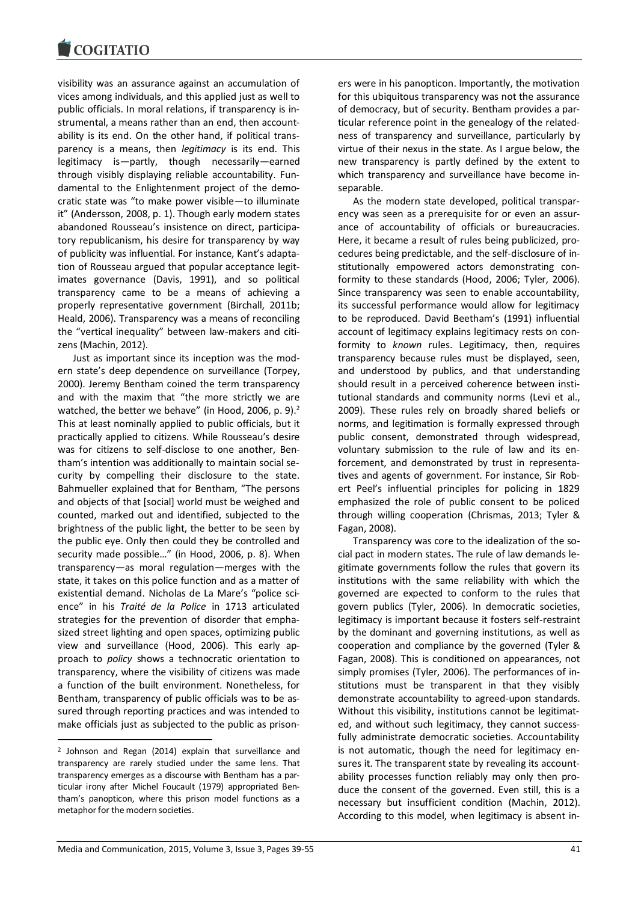visibility was an assurance against an accumulation of vices among individuals, and this applied just as well to public officials. In moral relations, if transparency is instrumental, a means rather than an end, then accountability is its end. On the other hand, if political transparency is a means, then *legitimacy* is its end. This legitimacy is—partly, though necessarily—earned through visibly displaying reliable accountability. Fundamental to the Enlightenment project of the democratic state was "to make power visible—to illuminate it" (Andersson, 2008, p. 1). Though early modern states abandoned Rousseau's insistence on direct, participatory republicanism, his desire for transparency by way of publicity was influential. For instance, Kant's adaptation of Rousseau argued that popular acceptance legitimates governance (Davis, 1991), and so political transparency came to be a means of achieving a properly representative government (Birchall, 2011b; Heald, 2006). Transparency was a means of reconciling the "vertical inequality" between law-makers and citizens (Machin, 2012).

Just as important since its inception was the modern state's deep dependence on surveillance (Torpey, 2000). Jeremy Bentham coined the term transparency and with the maxim that "the more strictly we are watched, the better we behave" (in Hood, 2006, p. 9).[2] This at least nominally applied to public officials, but it practically applied to citizens. While Rousseau's desire was for citizens to self-disclose to one another, Bentham's intention was additionally to maintain social security by compelling their disclosure to the state. Bahmueller explained that for Bentham, "The persons and objects of that [social] world must be weighed and counted, marked out and identified, subjected to the brightness of the public light, the better to be seen by the public eye. Only then could they be controlled and security made possible…" (in Hood, 2006, p. 8). When transparency—as moral regulation—merges with the state, it takes on this police function and as a matter of existential demand. Nicholas de La Mare's "police science" in his *Traité de la Police* in 1713 articulated strategies for the prevention of disorder that emphasized street lighting and open spaces, optimizing public view and surveillance (Hood, 2006). This early approach to *policy* shows a technocratic orientation to transparency, where the visibility of citizens was made a function of the built environment. Nonetheless, for Bentham, transparency of public officials was to be assured through reporting practices and was intended to make officials just as subjected to the public as prisoners were in his panopticon. Importantly, the motivation for this ubiquitous transparency was not the assurance of democracy, but of security. Bentham provides a particular reference point in the genealogy of the relatedness of transparency and surveillance, particularly by virtue of their nexus in the state. As I argue below, the new transparency is partly defined by the extent to which transparency and surveillance have become inseparable.

As the modern state developed, political transparency was seen as a prerequisite for or even an assurance of accountability of officials or bureaucracies. Here, it became a result of rules being publicized, procedures being predictable, and the self-disclosure of institutionally empowered actors demonstrating conformity to these standards (Hood, 2006; Tyler, 2006). Since transparency was seen to enable accountability, its successful performance would allow for legitimacy to be reproduced. David Beetham's (1991) influential account of legitimacy explains legitimacy rests on conformity to *known* rules. Legitimacy, then, requires transparency because rules must be displayed, seen, and understood by publics, and that understanding should result in a perceived coherence between institutional standards and community norms (Levi et al., 2009). These rules rely on broadly shared beliefs or norms, and legitimation is formally expressed through public consent, demonstrated through widespread, voluntary submission to the rule of law and its enforcement, and demonstrated by trust in representatives and agents of government. For instance, Sir Robert Peel's influential principles for policing in 1829 emphasized the role of public consent to be policed through willing cooperation (Chrismas, 2013; Tyler & Fagan, 2008).

Transparency was core to the idealization of the social pact in modern states. The rule of law demands legitimate governments follow the rules that govern its institutions with the same reliability with which the governed are expected to conform to the rules that govern publics (Tyler, 2006). In democratic societies, legitimacy is important because it fosters self-restraint by the dominant and governing institutions, as well as cooperation and compliance by the governed (Tyler & Fagan, 2008). This is conditioned on appearances, not simply promises (Tyler, 2006). The performances of institutions must be transparent in that they visibly demonstrate accountability to agreed-upon standards. Without this visibility, institutions cannot be legitimated, and without such legitimacy, they cannot successfully administrate democratic societies. Accountability is not automatic, though the need for legitimacy ensures it. The transparent state by revealing its accountability processes function reliably may only then produce the consent of the governed. Even still, this is a necessary but insufficient condition (Machin, 2012). According to this model, when legitimacy is absent in-

---

[2] Johnson and Regan (2014) explain that surveillance and transparency are rarely studied under the same lens. That transparency emerges as a discourse with Bentham has a particular irony after Michel Foucault (1979) appropriated Bentham's panopticon, where this prison model functions as a metaphor for the modern societies.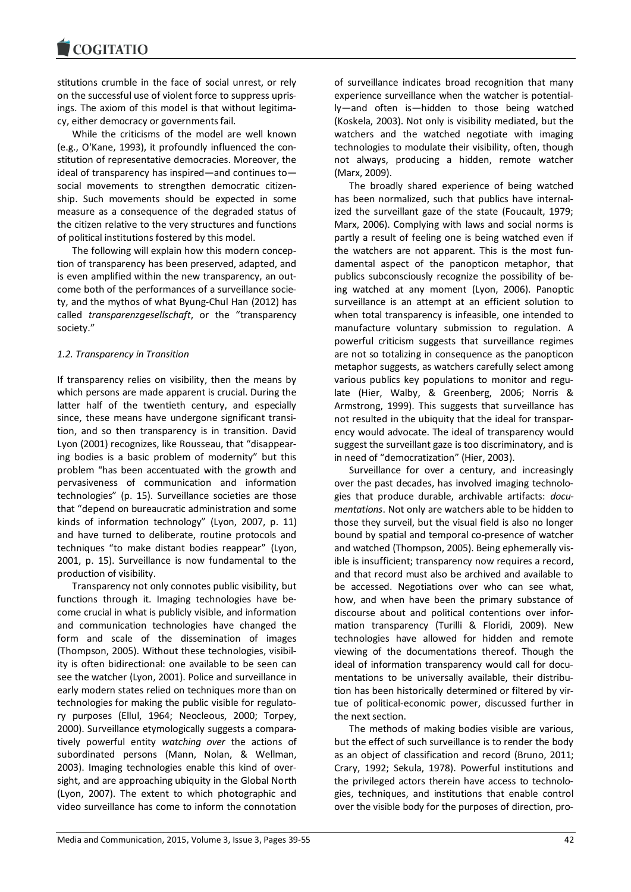stitutions crumble in the face of social unrest, or rely on the successful use of violent force to suppress uprisings. The axiom of this model is that without legitimacy, either democracy or governments fail.

While the criticisms of the model are well known (e.g., O'Kane, 1993), it profoundly influenced the constitution of representative democracies. Moreover, the ideal of transparency has inspired—and continues to—social movements to strengthen democratic citizenship. Such movements should be expected in some measure as a consequence of the degraded status of the citizen relative to the very structures and functions of political institutions fostered by this model.

The following will explain how this modern conception of transparency has been preserved, adapted, and is even amplified within the new transparency, an outcome both of the performances of a surveillance society, and the mythos of what Byung-Chul Han (2012) has called *transparenzgesellschaft*, or the "transparency society."

### *1.2. Transparency in Transition*

If transparency relies on visibility, then the means by which persons are made apparent is crucial. During the latter half of the twentieth century, and especially since, these means have undergone significant transition, and so then transparency is in transition. David Lyon (2001) recognizes, like Rousseau, that "disappearing bodies is a basic problem of modernity" but this problem "has been accentuated with the growth and pervasiveness of communication and information technologies" (p. 15). Surveillance societies are those that "depend on bureaucratic administration and some kinds of information technology" (Lyon, 2007, p. 11) and have turned to deliberate, routine protocols and techniques "to make distant bodies reappear" (Lyon, 2001, p. 15). Surveillance is now fundamental to the production of visibility.

Transparency not only connotes public visibility, but functions through it. Imaging technologies have become crucial in what is publicly visible, and information and communication technologies have changed the form and scale of the dissemination of images (Thompson, 2005). Without these technologies, visibility is often bidirectional: one available to be seen can see the watcher (Lyon, 2001). Police and surveillance in early modern states relied on techniques more than on technologies for making the public visible for regulatory purposes (Ellul, 1964; Neocleous, 2000; Torpey, 2000). Surveillance etymologically suggests a comparatively powerful entity *watching over* the actions of subordinated persons (Mann, Nolan, & Wellman, 2003). Imaging technologies enable this kind of oversight, and are approaching ubiquity in the Global North (Lyon, 2007). The extent to which photographic and video surveillance has come to inform the connotation of surveillance indicates broad recognition that many experience surveillance when the watcher is potentially—and often is—hidden to those being watched (Koskela, 2003). Not only is visibility mediated, but the watchers and the watched negotiate with imaging technologies to modulate their visibility, often, though not always, producing a hidden, remote watcher (Marx, 2009).

The broadly shared experience of being watched has been normalized, such that publics have internalized the surveillant gaze of the state (Foucault, 1979; Marx, 2006). Complying with laws and social norms is partly a result of feeling one is being watched even if the watchers are not apparent. This is the most fundamental aspect of the panopticon metaphor, that publics subconsciously recognize the possibility of being watched at any moment (Lyon, 2006). Panoptic surveillance is an attempt at an efficient solution to when total transparency is infeasible, one intended to manufacture voluntary submission to regulation. A powerful criticism suggests that surveillance regimes are not so totalizing in consequence as the panopticon metaphor suggests, as watchers carefully select among various publics key populations to monitor and regulate (Hier, Walby, & Greenberg, 2006; Norris & Armstrong, 1999). This suggests that surveillance has not resulted in the ubiquity that the ideal for transparency would advocate. The ideal of transparency would suggest the surveillant gaze is too discriminatory, and is in need of "democratization" (Hier, 2003).

Surveillance for over a century, and increasingly over the past decades, has involved imaging technologies that produce durable, archivable artifacts: *documentations*. Not only are watchers able to be hidden to those they surveil, but the visual field is also no longer bound by spatial and temporal co-presence of watcher and watched (Thompson, 2005). Being ephemerally visible is insufficient; transparency now requires a record, and that record must also be archived and available to be accessed. Negotiations over who can see what, how, and when have been the primary substance of discourse about and political contentions over information transparency (Turilli & Floridi, 2009). New technologies have allowed for hidden and remote viewing of the documentations thereof. Though the ideal of information transparency would call for documentations to be universally available, their distribution has been historically determined or filtered by virtue of political-economic power, discussed further in the next section.

The methods of making bodies visible are various, but the effect of such surveillance is to render the body as an object of classification and record (Bruno, 2011; Crary, 1992; Sekula, 1978). Powerful institutions and the privileged actors therein have access to technologies, techniques, and institutions that enable control over the visible body for the purposes of direction, pro-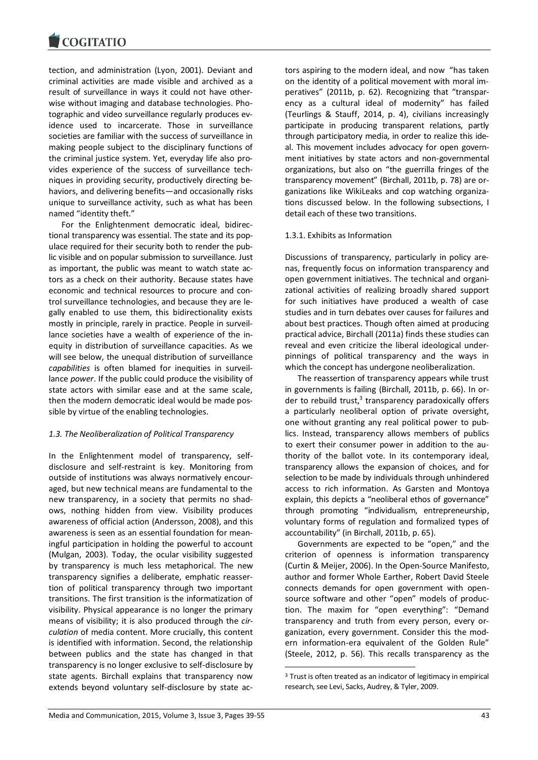tection, and administration (Lyon, 2001). Deviant and criminal activities are made visible and archived as a result of surveillance in ways it could not have otherwise without imaging and database technologies. Photographic and video surveillance regularly produces evidence used to incarcerate. Those in surveillance societies are familiar with the success of surveillance in making people subject to the disciplinary functions of the criminal justice system. Yet, everyday life also provides experience of the success of surveillance techniques in providing security, productively directing behaviors, and delivering benefits—and occasionally risks unique to surveillance activity, such as what has been named "identity theft."

For the Enlightenment democratic ideal, bidirectional transparency was essential. The state and its populace required for their security both to render the public visible and on popular submission to surveillance. Just as important, the public was meant to watch state actors as a check on their authority. Because states have economic and technical resources to procure and control surveillance technologies, and because they are legally enabled to use them, this bidirectionality exists mostly in principle, rarely in practice. People in surveillance societies have a wealth of experience of the inequity in distribution of surveillance capacities. As we will see below, the unequal distribution of surveillance *capabilities* is often blamed for inequities in surveillance *power*. If the public could produce the visibility of state actors with similar ease and at the same scale, then the modern democratic ideal would be made possible by virtue of the enabling technologies.

### *1.3. The Neoliberalization of Political Transparency*

In the Enlightenment model of transparency, self-disclosure and self-restraint is key. Monitoring from outside of institutions was always normatively encouraged, but new technical means are fundamental to the new transparency, in a society that permits no shadows, nothing hidden from view. Visibility produces awareness of official action (Andersson, 2008), and this awareness is seen as an essential foundation for meaningful participation in holding the powerful to account (Mulgan, 2003). Today, the ocular visibility suggested by transparency is much less metaphorical. The new transparency signifies a deliberate, emphatic reassertion of political transparency through two important transitions. The first transition is the informatization of visibility. Physical appearance is no longer the primary means of visibility; it is also produced through the *circulation* of media content. More crucially, this content is identified with information. Second, the relationship between publics and the state has changed in that transparency is no longer exclusive to self-disclosure by state agents. Birchall explains that transparency now extends beyond voluntary self-disclosure by state actors aspiring to the modern ideal, and now "has taken on the identity of a political movement with moral imperatives" (2011b, p. 62). Recognizing that "transparency as a cultural ideal of modernity" has failed (Teurlings & Stauff, 2014, p. 4), civilians increasingly participate in producing transparent relations, partly through participatory media, in order to realize this ideal. This movement includes advocacy for open government initiatives by state actors and non-governmental organizations, but also on "the guerrilla fringes of the transparency movement" (Birchall, 2011b, p. 78) are organizations like WikiLeaks and cop watching organizations discussed below. In the following subsections, I detail each of these two transitions.

#### 1.3.1. Exhibits as Information

Discussions of transparency, particularly in policy arenas, frequently focus on information transparency and open government initiatives. The technical and organizational activities of realizing broadly shared support for such initiatives have produced a wealth of case studies and in turn debates over causes for failures and about best practices. Though often aimed at producing practical advice, Birchall (2011a) finds these studies can reveal and even criticize the liberal ideological underpinnings of political transparency and the ways in which the concept has undergone neoliberalization.

The reassertion of transparency appears while trust in governments is failing (Birchall, 2011b, p. 66). In order to rebuild trust,[3] transparency paradoxically offers a particularly neoliberal option of private oversight, one without granting any real political power to publics. Instead, transparency allows members of publics to exert their consumer power in addition to the authority of the ballot vote. In its contemporary ideal, transparency allows the expansion of choices, and for selection to be made by individuals through unhindered access to rich information. As Garsten and Montoya explain, this depicts a "neoliberal ethos of governance" through promoting "individualism, entrepreneurship, voluntary forms of regulation and formalized types of accountability" (in Birchall, 2011b, p. 65).

Governments are expected to be "open," and the criterion of openness is information transparency (Curtin & Meijer, 2006). In the Open-Source Manifesto, author and former Whole Earther, Robert David Steele connects demands for open government with open-source software and other "open" models of production. The maxim for "open everything": "Demand transparency and truth from every person, every organization, every government. Consider this the modern information-era equivalent of the Golden Rule" (Steele, 2012, p. 56). This recalls transparency as the

[3] Trust is often treated as an indicator of legitimacy in empirical research, see Levi, Sacks, Audrey, & Tyler, 2009.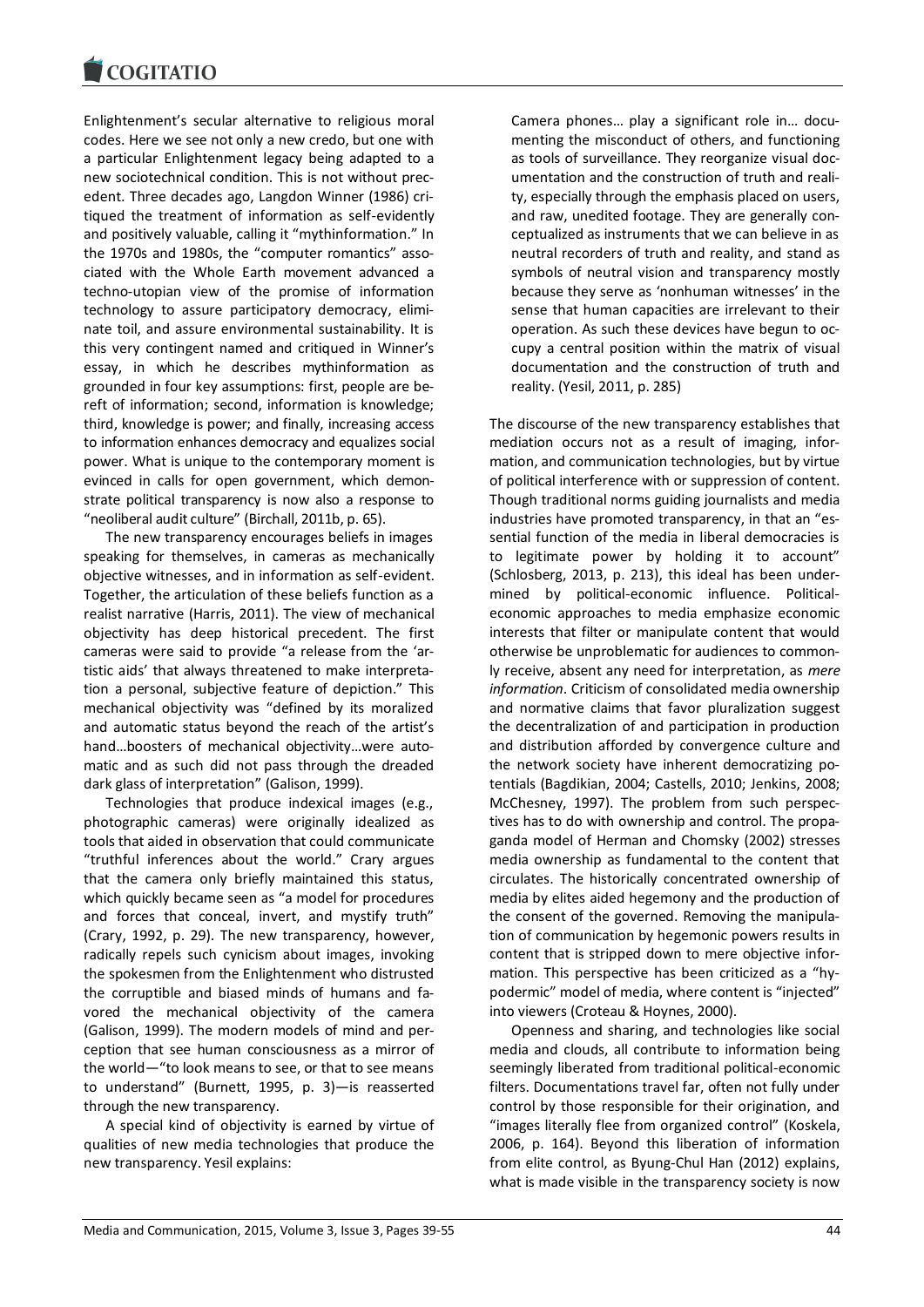Enlightenment's secular alternative to religious moral codes. Here we see not only a new credo, but one with a particular Enlightenment legacy being adapted to a new sociotechnical condition. This is not without precedent. Three decades ago, Langdon Winner (1986) critiqued the treatment of information as self-evidently and positively valuable, calling it "mythinformation." In the 1970s and 1980s, the "computer romantics" associated with the Whole Earth movement advanced a techno-utopian view of the promise of information technology to assure participatory democracy, eliminate toil, and assure environmental sustainability. It is this very contingent named and critiqued in Winner's essay, in which he describes mythinformation as grounded in four key assumptions: first, people are bereft of information; second, information is knowledge; third, knowledge is power; and finally, increasing access to information enhances democracy and equalizes social power. What is unique to the contemporary moment is evinced in calls for open government, which demonstrate political transparency is now also a response to "neoliberal audit culture" (Birchall, 2011b, p. 65).

The new transparency encourages beliefs in images speaking for themselves, in cameras as mechanically objective witnesses, and in information as self-evident. Together, the articulation of these beliefs function as a realist narrative (Harris, 2011). The view of mechanical objectivity has deep historical precedent. The first cameras were said to provide "a release from the 'artistic aids' that always threatened to make interpretation a personal, subjective feature of depiction." This mechanical objectivity was "defined by its moralized and automatic status beyond the reach of the artist's hand…boosters of mechanical objectivity…were automatic and as such did not pass through the dreaded dark glass of interpretation" (Galison, 1999).

Technologies that produce indexical images (e.g., photographic cameras) were originally idealized as tools that aided in observation that could communicate "truthful inferences about the world." Crary argues that the camera only briefly maintained this status, which quickly became seen as "a model for procedures and forces that conceal, invert, and mystify truth" (Crary, 1992, p. 29). The new transparency, however, radically repels such cynicism about images, invoking the spokesmen from the Enlightenment who distrusted the corruptible and biased minds of humans and favored the mechanical objectivity of the camera (Galison, 1999). The modern models of mind and perception that see human consciousness as a mirror of the world—"to look means to see, or that to see means to understand" (Burnett, 1995, p. 3)—is reasserted through the new transparency.

A special kind of objectivity is earned by virtue of qualities of new media technologies that produce the new transparency. Yesil explains:

> Camera phones… play a significant role in… documenting the misconduct of others, and functioning as tools of surveillance. They reorganize visual documentation and the construction of truth and reality, especially through the emphasis placed on users, and raw, unedited footage. They are generally conceptualized as instruments that we can believe in as neutral recorders of truth and reality, and stand as symbols of neutral vision and transparency mostly because they serve as 'nonhuman witnesses' in the sense that human capacities are irrelevant to their operation. As such these devices have begun to occupy a central position within the matrix of visual documentation and the construction of truth and reality. (Yesil, 2011, p. 285)

The discourse of the new transparency establishes that mediation occurs not as a result of imaging, information, and communication technologies, but by virtue of political interference with or suppression of content. Though traditional norms guiding journalists and media industries have promoted transparency, in that an "essential function of the media in liberal democracies is to legitimate power by holding it to account" (Schlosberg, 2013, p. 213), this ideal has been undermined by political-economic influence. Political-economic approaches to media emphasize economic interests that filter or manipulate content that would otherwise be unproblematic for audiences to commonly receive, absent any need for interpretation, as *mere information*. Criticism of consolidated media ownership and normative claims that favor pluralization suggest the decentralization of and participation in production and distribution afforded by convergence culture and the network society have inherent democratizing potentials (Bagdikian, 2004; Castells, 2010; Jenkins, 2008; McChesney, 1997). The problem from such perspectives has to do with ownership and control. The propaganda model of Herman and Chomsky (2002) stresses media ownership as fundamental to the content that circulates. The historically concentrated ownership of media by elites aided hegemony and the production of the consent of the governed. Removing the manipulation of communication by hegemonic powers results in content that is stripped down to mere objective information. This perspective has been criticized as a "hypodermic" model of media, where content is "injected" into viewers (Croteau & Hoynes, 2000).

Openness and sharing, and technologies like social media and clouds, all contribute to information being seemingly liberated from traditional political-economic filters. Documentations travel far, often not fully under control by those responsible for their origination, and "images literally flee from organized control" (Koskela, 2006, p. 164). Beyond this liberation of information from elite control, as Byung-Chul Han (2012) explains, what is made visible in the transparency society is now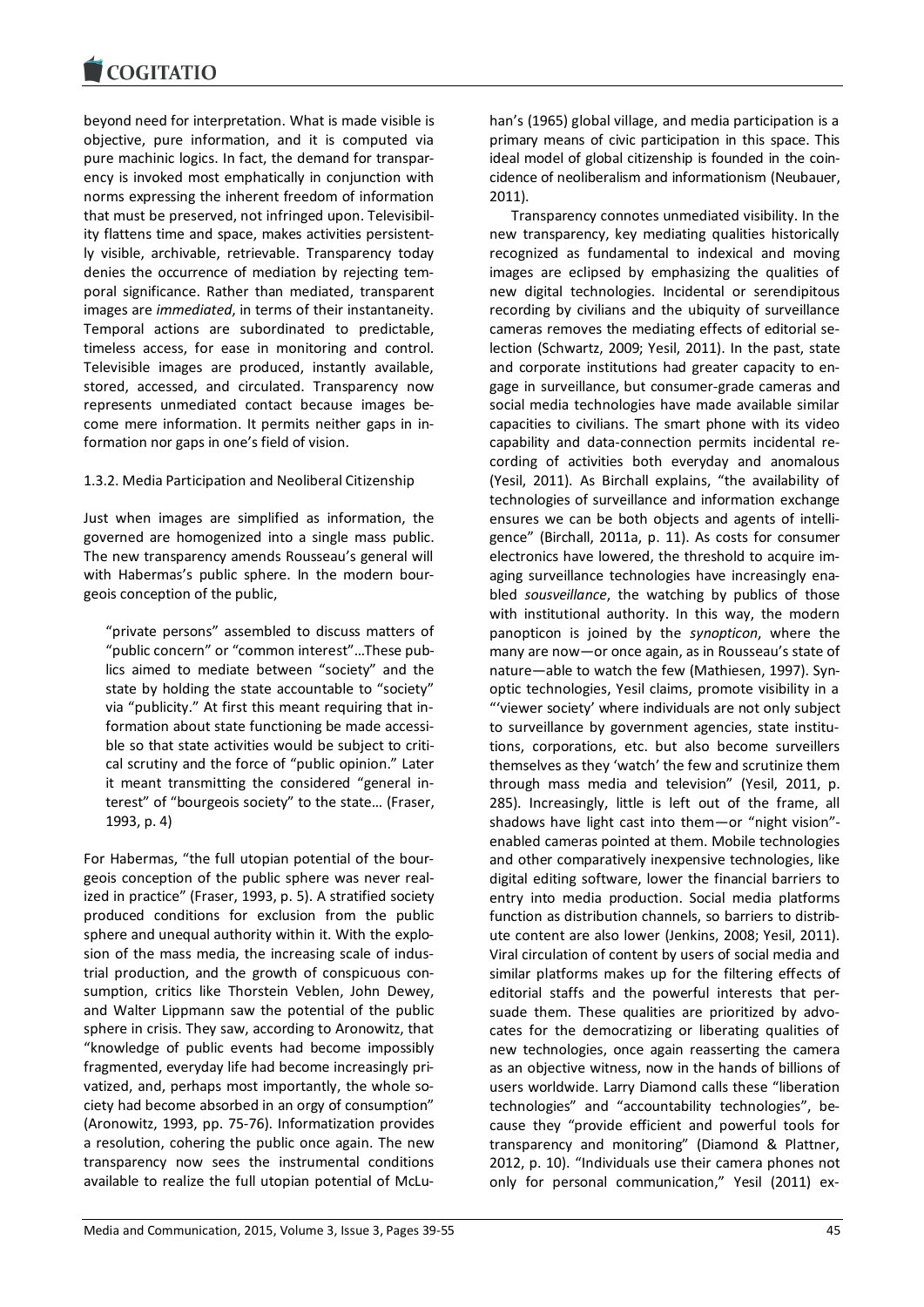beyond need for interpretation. What is made visible is objective, pure information, and it is computed via pure machinic logics. In fact, the demand for transparency is invoked most emphatically in conjunction with norms expressing the inherent freedom of information that must be preserved, not infringed upon. Televisibility flattens time and space, makes activities persistently visible, archivable, retrievable. Transparency today denies the occurrence of mediation by rejecting temporal significance. Rather than mediated, transparent images are *immediated*, in terms of their instantaneity. Temporal actions are subordinated to predictable, timeless access, for ease in monitoring and control. Televisible images are produced, instantly available, stored, accessed, and circulated. Transparency now represents unmediated contact because images become mere information. It permits neither gaps in information nor gaps in one's field of vision.

#### 1.3.2. Media Participation and Neoliberal Citizenship

Just when images are simplified as information, the governed are homogenized into a single mass public. The new transparency amends Rousseau's general will with Habermas's public sphere. In the modern bourgeois conception of the public,

> "private persons" assembled to discuss matters of "public concern" or "common interest"…These publics aimed to mediate between "society" and the state by holding the state accountable to "society" via "publicity." At first this meant requiring that information about state functioning be made accessible so that state activities would be subject to critical scrutiny and the force of "public opinion." Later it meant transmitting the considered "general interest" of "bourgeois society" to the state… (Fraser, 1993, p. 4)

For Habermas, "the full utopian potential of the bourgeois conception of the public sphere was never realized in practice" (Fraser, 1993, p. 5). A stratified society produced conditions for exclusion from the public sphere and unequal authority within it. With the explosion of the mass media, the increasing scale of industrial production, and the growth of conspicuous consumption, critics like Thorstein Veblen, John Dewey, and Walter Lippmann saw the potential of the public sphere in crisis. They saw, according to Aronowitz, that "knowledge of public events had become impossibly fragmented, everyday life had become increasingly privatized, and, perhaps most importantly, the whole society had become absorbed in an orgy of consumption" (Aronowitz, 1993, pp. 75-76). Informatization provides a resolution, cohering the public once again. The new transparency now sees the instrumental conditions available to realize the full utopian potential of McLuhan's (1965) global village, and media participation is a primary means of civic participation in this space. This ideal model of global citizenship is founded in the coincidence of neoliberalism and informationism (Neubauer, 2011).

Transparency connotes unmediated visibility. In the new transparency, key mediating qualities historically recognized as fundamental to indexical and moving images are eclipsed by emphasizing the qualities of new digital technologies. Incidental or serendipitous recording by civilians and the ubiquity of surveillance cameras removes the mediating effects of editorial selection (Schwartz, 2009; Yesil, 2011). In the past, state and corporate institutions had greater capacity to engage in surveillance, but consumer-grade cameras and social media technologies have made available similar capacities to civilians. The smart phone with its video capability and data-connection permits incidental recording of activities both everyday and anomalous (Yesil, 2011). As Birchall explains, "the availability of technologies of surveillance and information exchange ensures we can be both objects and agents of intelligence" (Birchall, 2011a, p. 11). As costs for consumer electronics have lowered, the threshold to acquire imaging surveillance technologies have increasingly enabled *sousveillance*, the watching by publics of those with institutional authority. In this way, the modern panopticon is joined by the *synopticon*, where the many are now—or once again, as in Rousseau's state of nature—able to watch the few (Mathiesen, 1997). Synoptic technologies, Yesil claims, promote visibility in a "'viewer society' where individuals are not only subject to surveillance by government agencies, state institutions, corporations, etc. but also become surveillers themselves as they 'watch' the few and scrutinize them through mass media and television" (Yesil, 2011, p. 285). Increasingly, little is left out of the frame, all shadows have light cast into them—or "night vision"-enabled cameras pointed at them. Mobile technologies and other comparatively inexpensive technologies, like digital editing software, lower the financial barriers to entry into media production. Social media platforms function as distribution channels, so barriers to distribute content are also lower (Jenkins, 2008; Yesil, 2011). Viral circulation of content by users of social media and similar platforms makes up for the filtering effects of editorial staffs and the powerful interests that persuade them. These qualities are prioritized by advocates for the democratizing or liberating qualities of new technologies, once again reasserting the camera as an objective witness, now in the hands of billions of users worldwide. Larry Diamond calls these "liberation technologies" and "accountability technologies", because they "provide efficient and powerful tools for transparency and monitoring" (Diamond & Plattner, 2012, p. 10). "Individuals use their camera phones not only for personal communication," Yesil (2011) ex-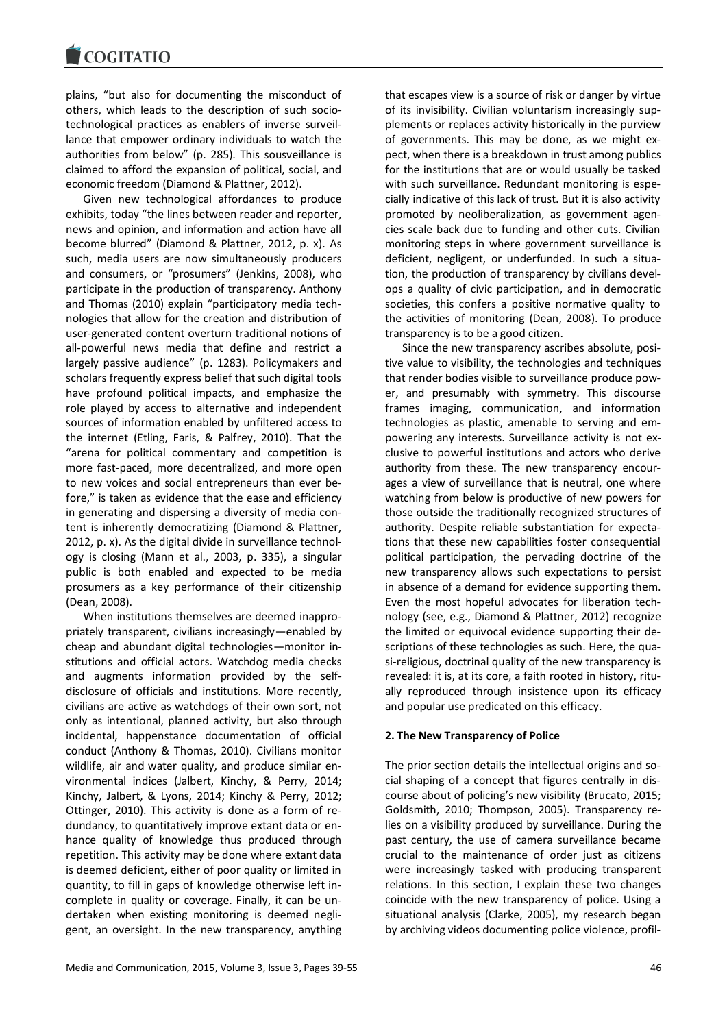plains, "but also for documenting the misconduct of others, which leads to the description of such sociotechnological practices as enablers of inverse surveillance that empower ordinary individuals to watch the authorities from below" (p. 285). This sousveillance is claimed to afford the expansion of political, social, and economic freedom (Diamond & Plattner, 2012).

Given new technological affordances to produce exhibits, today "the lines between reader and reporter, news and opinion, and information and action have all become blurred" (Diamond & Plattner, 2012, p. x). As such, media users are now simultaneously producers and consumers, or "prosumers" (Jenkins, 2008), who participate in the production of transparency. Anthony and Thomas (2010) explain "participatory media technologies that allow for the creation and distribution of user-generated content overturn traditional notions of all-powerful news media that define and restrict a largely passive audience" (p. 1283). Policymakers and scholars frequently express belief that such digital tools have profound political impacts, and emphasize the role played by access to alternative and independent sources of information enabled by unfiltered access to the internet (Etling, Faris, & Palfrey, 2010). That the "arena for political commentary and competition is more fast-paced, more decentralized, and more open to new voices and social entrepreneurs than ever before," is taken as evidence that the ease and efficiency in generating and dispersing a diversity of media content is inherently democratizing (Diamond & Plattner, 2012, p. x). As the digital divide in surveillance technology is closing (Mann et al., 2003, p. 335), a singular public is both enabled and expected to be media prosumers as a key performance of their citizenship (Dean, 2008).

When institutions themselves are deemed inappropriately transparent, civilians increasingly—enabled by cheap and abundant digital technologies—monitor institutions and official actors. Watchdog media checks and augments information provided by the self-disclosure of officials and institutions. More recently, civilians are active as watchdogs of their own sort, not only as intentional, planned activity, but also through incidental, happenstance documentation of official conduct (Anthony & Thomas, 2010). Civilians monitor wildlife, air and water quality, and produce similar environmental indices (Jalbert, Kinchy, & Perry, 2014; Kinchy, Jalbert, & Lyons, 2014; Kinchy & Perry, 2012; Ottinger, 2010). This activity is done as a form of redundancy, to quantitatively improve extant data or enhance quality of knowledge thus produced through repetition. This activity may be done where extant data is deemed deficient, either of poor quality or limited in quantity, to fill in gaps of knowledge otherwise left incomplete in quality or coverage. Finally, it can be undertaken when existing monitoring is deemed negligent, an oversight. In the new transparency, anything that escapes view is a source of risk or danger by virtue of its invisibility. Civilian voluntarism increasingly supplements or replaces activity historically in the purview of governments. This may be done, as we might expect, when there is a breakdown in trust among publics for the institutions that are or would usually be tasked with such surveillance. Redundant monitoring is especially indicative of this lack of trust. But it is also activity promoted by neoliberalization, as government agencies scale back due to funding and other cuts. Civilian monitoring steps in where government surveillance is deficient, negligent, or underfunded. In such a situation, the production of transparency by civilians develops a quality of civic participation, and in democratic societies, this confers a positive normative quality to the activities of monitoring (Dean, 2008). To produce transparency is to be a good citizen.

Since the new transparency ascribes absolute, positive value to visibility, the technologies and techniques that render bodies visible to surveillance produce power, and presumably with symmetry. This discourse frames imaging, communication, and information technologies as plastic, amenable to serving and empowering any interests. Surveillance activity is not exclusive to powerful institutions and actors who derive authority from these. The new transparency encourages a view of surveillance that is neutral, one where watching from below is productive of new powers for those outside the traditionally recognized structures of authority. Despite reliable substantiation for expectations that these new capabilities foster consequential political participation, the pervading doctrine of the new transparency allows such expectations to persist in absence of a demand for evidence supporting them. Even the most hopeful advocates for liberation technology (see, e.g., Diamond & Plattner, 2012) recognize the limited or equivocal evidence supporting their descriptions of these technologies as such. Here, the quasi-religious, doctrinal quality of the new transparency is revealed: it is, at its core, a faith rooted in history, ritually reproduced through insistence upon its efficacy and popular use predicated on this efficacy.

## 2. The New Transparency of Police

The prior section details the intellectual origins and social shaping of a concept that figures centrally in discourse about of policing's new visibility (Brucato, 2015; Goldsmith, 2010; Thompson, 2005). Transparency relies on a visibility produced by surveillance. During the past century, the use of camera surveillance became crucial to the maintenance of order just as citizens were increasingly tasked with producing transparent relations. In this section, I explain these two changes coincide with the new transparency of police. Using a situational analysis (Clarke, 2005), my research began by archiving videos documenting police violence, profil-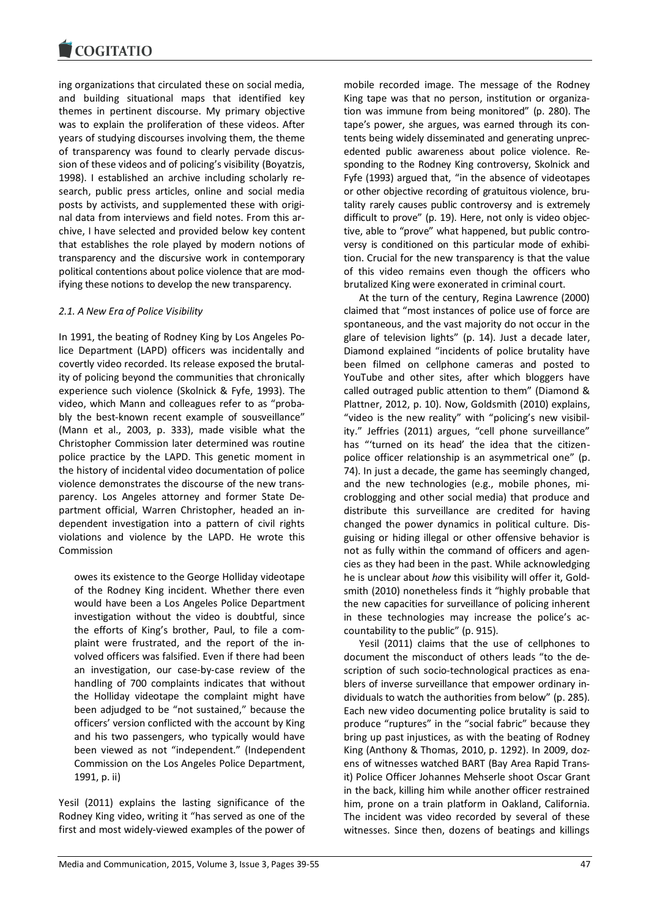ing organizations that circulated these on social media, and building situational maps that identified key themes in pertinent discourse. My primary objective was to explain the proliferation of these videos. After years of studying discourses involving them, the theme of transparency was found to clearly pervade discussion of these videos and of policing's visibility (Boyatzis, 1998). I established an archive including scholarly research, public press articles, online and social media posts by activists, and supplemented these with original data from interviews and field notes. From this archive, I have selected and provided below key content that establishes the role played by modern notions of transparency and the discursive work in contemporary political contentions about police violence that are modifying these notions to develop the new transparency.

### 2.1. A New Era of Police Visibility

In 1991, the beating of Rodney King by Los Angeles Police Department (LAPD) officers was incidentally and covertly video recorded. Its release exposed the brutality of policing beyond the communities that chronically experience such violence (Skolnick & Fyfe, 1993). The video, which Mann and colleagues refer to as "probably the best-known recent example of sousveillance" (Mann et al., 2003, p. 333), made visible what the Christopher Commission later determined was routine police practice by the LAPD. This genetic moment in the history of incidental video documentation of police violence demonstrates the discourse of the new transparency. Los Angeles attorney and former State Department official, Warren Christopher, headed an independent investigation into a pattern of civil rights violations and violence by the LAPD. He wrote this Commission

> owes its existence to the George Holliday videotape of the Rodney King incident. Whether there even would have been a Los Angeles Police Department investigation without the video is doubtful, since the efforts of King's brother, Paul, to file a complaint were frustrated, and the report of the involved officers was falsified. Even if there had been an investigation, our case-by-case review of the handling of 700 complaints indicates that without the Holliday videotape the complaint might have been adjudged to be "not sustained," because the officers' version conflicted with the account by King and his two passengers, who typically would have been viewed as not "independent." (Independent Commission on the Los Angeles Police Department, 1991, p. ii)

Yesil (2011) explains the lasting significance of the Rodney King video, writing it "has served as one of the first and most widely-viewed examples of the power of mobile recorded image. The message of the Rodney King tape was that no person, institution or organization was immune from being monitored" (p. 280). The tape's power, she argues, was earned through its contents being widely disseminated and generating unprecedented public awareness about police violence. Responding to the Rodney King controversy, Skolnick and Fyfe (1993) argued that, "in the absence of videotapes or other objective recording of gratuitous violence, brutality rarely causes public controversy and is extremely difficult to prove" (p. 19). Here, not only is video objective, able to "prove" what happened, but public controversy is conditioned on this particular mode of exhibition. Crucial for the new transparency is that the value of this video remains even though the officers who brutalized King were exonerated in criminal court.

At the turn of the century, Regina Lawrence (2000) claimed that "most instances of police use of force are spontaneous, and the vast majority do not occur in the glare of television lights" (p. 14). Just a decade later, Diamond explained "incidents of police brutality have been filmed on cellphone cameras and posted to YouTube and other sites, after which bloggers have called outraged public attention to them" (Diamond & Plattner, 2012, p. 10). Now, Goldsmith (2010) explains, "video is the new reality" with "policing's new visibility." Jeffries (2011) argues, "cell phone surveillance" has "'turned on its head' the idea that the citizen-police officer relationship is an asymmetrical one" (p. 74). In just a decade, the game has seemingly changed, and the new technologies (e.g., mobile phones, microblogging and other social media) that produce and distribute this surveillance are credited for having changed the power dynamics in political culture. Disguising or hiding illegal or other offensive behavior is not as fully within the command of officers and agencies as they had been in the past. While acknowledging he is unclear about *how* this visibility will offer it, Goldsmith (2010) nonetheless finds it "highly probable that the new capacities for surveillance of policing inherent in these technologies may increase the police's accountability to the public" (p. 915).

Yesil (2011) claims that the use of cellphones to document the misconduct of others leads "to the description of such socio-technological practices as enablers of inverse surveillance that empower ordinary individuals to watch the authorities from below" (p. 285). Each new video documenting police brutality is said to produce "ruptures" in the "social fabric" because they bring up past injustices, as with the beating of Rodney King (Anthony & Thomas, 2010, p. 1292). In 2009, dozens of witnesses watched BART (Bay Area Rapid Transit) Police Officer Johannes Mehserle shoot Oscar Grant in the back, killing him while another officer restrained him, prone on a train platform in Oakland, California. The incident was video recorded by several of these witnesses. Since then, dozens of beatings and killings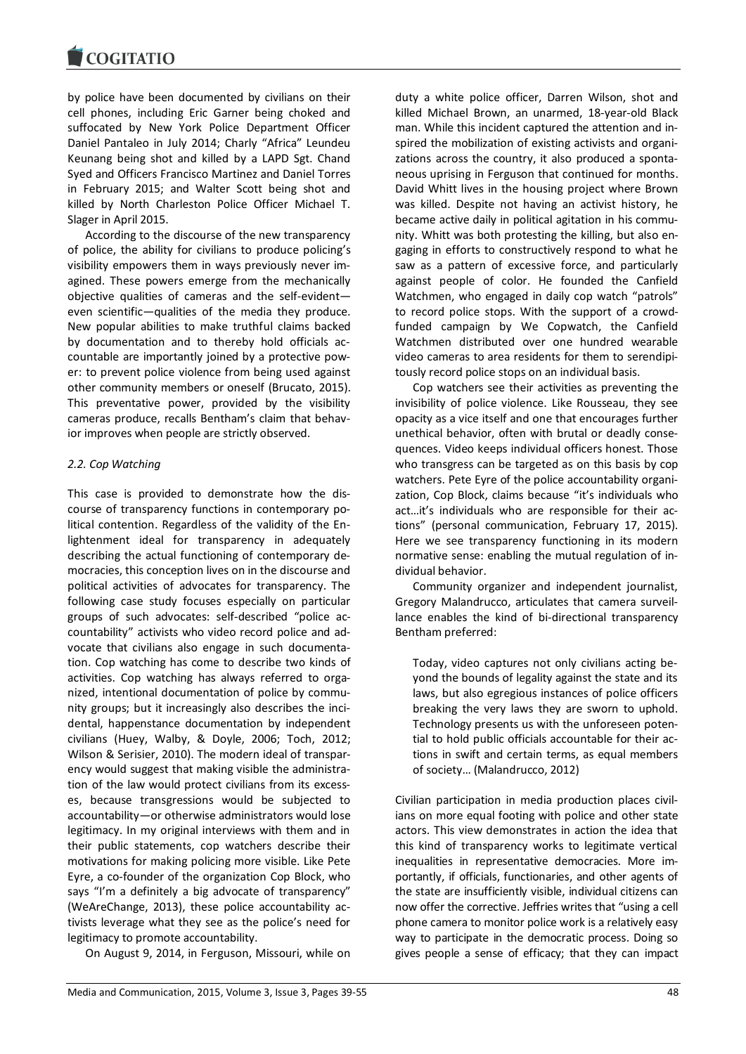by police have been documented by civilians on their cell phones, including Eric Garner being choked and suffocated by New York Police Department Officer Daniel Pantaleo in July 2014; Charly "Africa" Leundeu Keunang being shot and killed by a LAPD Sgt. Chand Syed and Officers Francisco Martinez and Daniel Torres in February 2015; and Walter Scott being shot and killed by North Charleston Police Officer Michael T. Slager in April 2015.

According to the discourse of the new transparency of police, the ability for civilians to produce policing's visibility empowers them in ways previously never imagined. These powers emerge from the mechanically objective qualities of cameras and the self-evident—even scientific—qualities of the media they produce. New popular abilities to make truthful claims backed by documentation and to thereby hold officials accountable are importantly joined by a protective power: to prevent police violence from being used against other community members or oneself (Brucato, 2015). This preventative power, provided by the visibility cameras produce, recalls Bentham's claim that behavior improves when people are strictly observed.

### *2.2. Cop Watching*

This case is provided to demonstrate how the discourse of transparency functions in contemporary political contention. Regardless of the validity of the Enlightenment ideal for transparency in adequately describing the actual functioning of contemporary democracies, this conception lives on in the discourse and political activities of advocates for transparency. The following case study focuses especially on particular groups of such advocates: self-described "police accountability" activists who video record police and advocate that civilians also engage in such documentation. Cop watching has come to describe two kinds of activities. Cop watching has always referred to organized, intentional documentation of police by community groups; but it increasingly also describes the incidental, happenstance documentation by independent civilians (Huey, Walby, & Doyle, 2006; Toch, 2012; Wilson & Serisier, 2010). The modern ideal of transparency would suggest that making visible the administration of the law would protect civilians from its excesses, because transgressions would be subjected to accountability—or otherwise administrators would lose legitimacy. In my original interviews with them and in their public statements, cop watchers describe their motivations for making policing more visible. Like Pete Eyre, a co-founder of the organization Cop Block, who says "I'm a definitely a big advocate of transparency" (WeAreChange, 2013), these police accountability activists leverage what they see as the police's need for legitimacy to promote accountability.

On August 9, 2014, in Ferguson, Missouri, while on duty a white police officer, Darren Wilson, shot and killed Michael Brown, an unarmed, 18-year-old Black man. While this incident captured the attention and inspired the mobilization of existing activists and organizations across the country, it also produced a spontaneous uprising in Ferguson that continued for months. David Whitt lives in the housing project where Brown was killed. Despite not having an activist history, he became active daily in political agitation in his community. Whitt was both protesting the killing, but also engaging in efforts to constructively respond to what he saw as a pattern of excessive force, and particularly against people of color. He founded the Canfield Watchmen, who engaged in daily cop watch "patrols" to record police stops. With the support of a crowd-funded campaign by We Copwatch, the Canfield Watchmen distributed over one hundred wearable video cameras to area residents for them to serendipitously record police stops on an individual basis.

Cop watchers see their activities as preventing the invisibility of police violence. Like Rousseau, they see opacity as a vice itself and one that encourages further unethical behavior, often with brutal or deadly consequences. Video keeps individual officers honest. Those who transgress can be targeted as on this basis by cop watchers. Pete Eyre of the police accountability organization, Cop Block, claims because "it's individuals who act…it's individuals who are responsible for their actions" (personal communication, February 17, 2015). Here we see transparency functioning in its modern normative sense: enabling the mutual regulation of individual behavior.

Community organizer and independent journalist, Gregory Malandrucco, articulates that camera surveillance enables the kind of bi-directional transparency Bentham preferred:

> Today, video captures not only civilians acting beyond the bounds of legality against the state and its laws, but also egregious instances of police officers breaking the very laws they are sworn to uphold. Technology presents us with the unforeseen potential to hold public officials accountable for their actions in swift and certain terms, as equal members of society… (Malandrucco, 2012)

Civilian participation in media production places civilians on more equal footing with police and other state actors. This view demonstrates in action the idea that this kind of transparency works to legitimate vertical inequalities in representative democracies. More importantly, if officials, functionaries, and other agents of the state are insufficiently visible, individual citizens can now offer the corrective. Jeffries writes that "using a cell phone camera to monitor police work is a relatively easy way to participate in the democratic process. Doing so gives people a sense of efficacy; that they can impact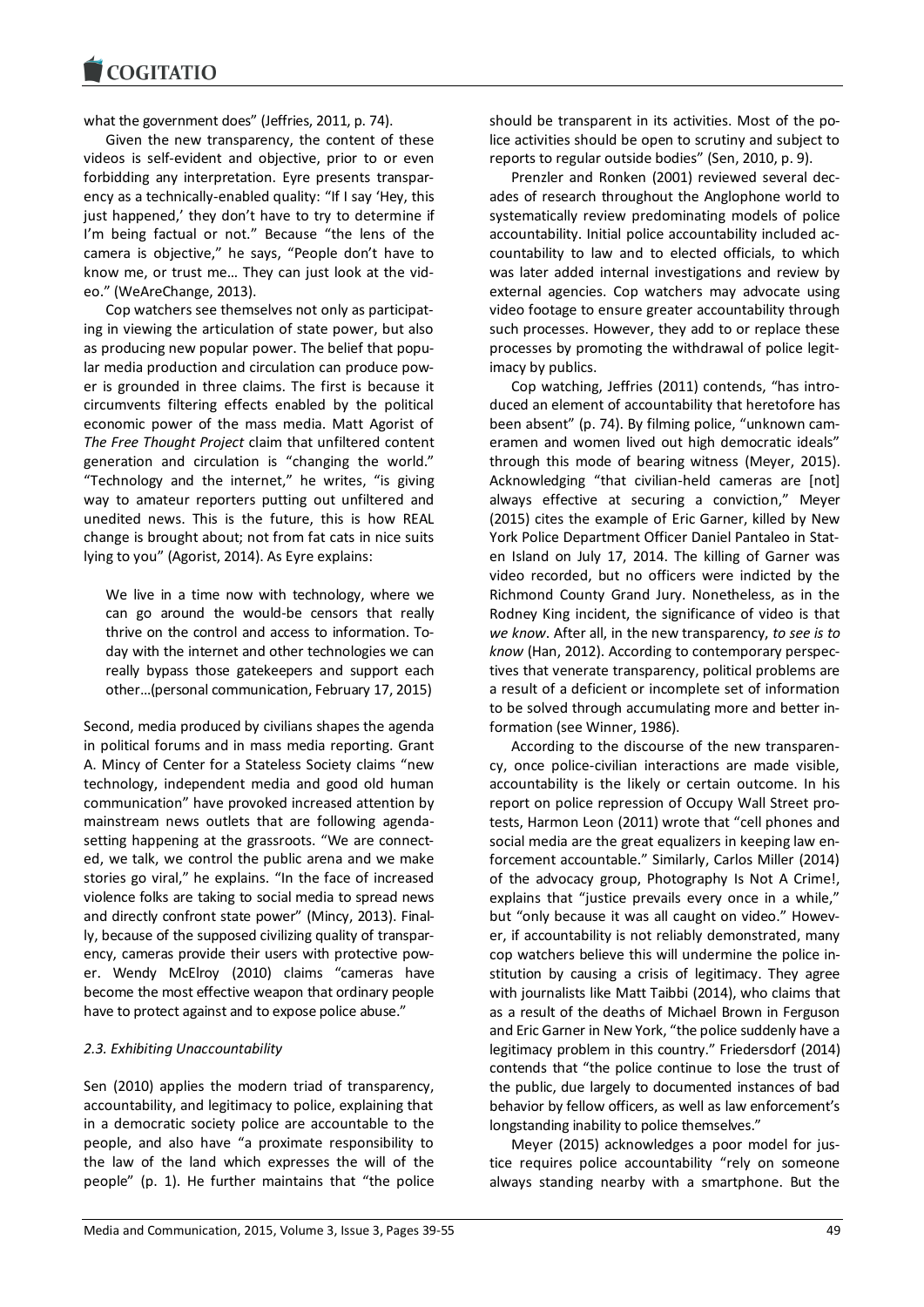what the government does" (Jeffries, 2011, p. 74).

Given the new transparency, the content of these videos is self-evident and objective, prior to or even forbidding any interpretation. Eyre presents transparency as a technically-enabled quality: "If I say 'Hey, this just happened,' they don't have to try to determine if I'm being factual or not." Because "the lens of the camera is objective," he says, "People don't have to know me, or trust me… They can just look at the video." (WeAreChange, 2013).

Cop watchers see themselves not only as participating in viewing the articulation of state power, but also as producing new popular power. The belief that popular media production and circulation can produce power is grounded in three claims. The first is because it circumvents filtering effects enabled by the political economic power of the mass media. Matt Agorist of *The Free Thought Project* claim that unfiltered content generation and circulation is "changing the world." "Technology and the internet," he writes, "is giving way to amateur reporters putting out unfiltered and unedited news. This is the future, this is how REAL change is brought about; not from fat cats in nice suits lying to you" (Agorist, 2014). As Eyre explains:

> We live in a time now with technology, where we can go around the would-be censors that really thrive on the control and access to information. Today with the internet and other technologies we can really bypass those gatekeepers and support each other…(personal communication, February 17, 2015)

Second, media produced by civilians shapes the agenda in political forums and in mass media reporting. Grant A. Mincy of Center for a Stateless Society claims "new technology, independent media and good old human communication" have provoked increased attention by mainstream news outlets that are following agenda-setting happening at the grassroots. "We are connected, we talk, we control the public arena and we make stories go viral," he explains. "In the face of increased violence folks are taking to social media to spread news and directly confront state power" (Mincy, 2013). Finally, because of the supposed civilizing quality of transparency, cameras provide their users with protective power. Wendy McElroy (2010) claims "cameras have become the most effective weapon that ordinary people have to protect against and to expose police abuse."

### *2.3. Exhibiting Unaccountability*

Sen (2010) applies the modern triad of transparency, accountability, and legitimacy to police, explaining that in a democratic society police are accountable to the people, and also have "a proximate responsibility to the law of the land which expresses the will of the people" (p. 1). He further maintains that "the police should be transparent in its activities. Most of the police activities should be open to scrutiny and subject to reports to regular outside bodies" (Sen, 2010, p. 9).

Prenzler and Ronken (2001) reviewed several decades of research throughout the Anglophone world to systematically review predominating models of police accountability. Initial police accountability included accountability to law and to elected officials, to which was later added internal investigations and review by external agencies. Cop watchers may advocate using video footage to ensure greater accountability through such processes. However, they add to or replace these processes by promoting the withdrawal of police legitimacy by publics.

Cop watching, Jeffries (2011) contends, "has introduced an element of accountability that heretofore has been absent" (p. 74). By filming police, "unknown cameramen and women lived out high democratic ideals" through this mode of bearing witness (Meyer, 2015). Acknowledging "that civilian-held cameras are [not] always effective at securing a conviction," Meyer (2015) cites the example of Eric Garner, killed by New York Police Department Officer Daniel Pantaleo in Staten Island on July 17, 2014. The killing of Garner was video recorded, but no officers were indicted by the Richmond County Grand Jury. Nonetheless, as in the Rodney King incident, the significance of video is that *we know*. After all, in the new transparency, *to see is to know* (Han, 2012). According to contemporary perspectives that venerate transparency, political problems are a result of a deficient or incomplete set of information to be solved through accumulating more and better information (see Winner, 1986).

According to the discourse of the new transparency, once police-civilian interactions are made visible, accountability is the likely or certain outcome. In his report on police repression of Occupy Wall Street protests, Harmon Leon (2011) wrote that "cell phones and social media are the great equalizers in keeping law enforcement accountable." Similarly, Carlos Miller (2014) of the advocacy group, Photography Is Not A Crime!, explains that "justice prevails every once in a while," but "only because it was all caught on video." However, if accountability is not reliably demonstrated, many cop watchers believe this will undermine the police institution by causing a crisis of legitimacy. They agree with journalists like Matt Taibbi (2014), who claims that as a result of the deaths of Michael Brown in Ferguson and Eric Garner in New York, "the police suddenly have a legitimacy problem in this country." Friedersdorf (2014) contends that "the police continue to lose the trust of the public, due largely to documented instances of bad behavior by fellow officers, as well as law enforcement's longstanding inability to police themselves."

Meyer (2015) acknowledges a poor model for justice requires police accountability "rely on someone always standing nearby with a smartphone. But the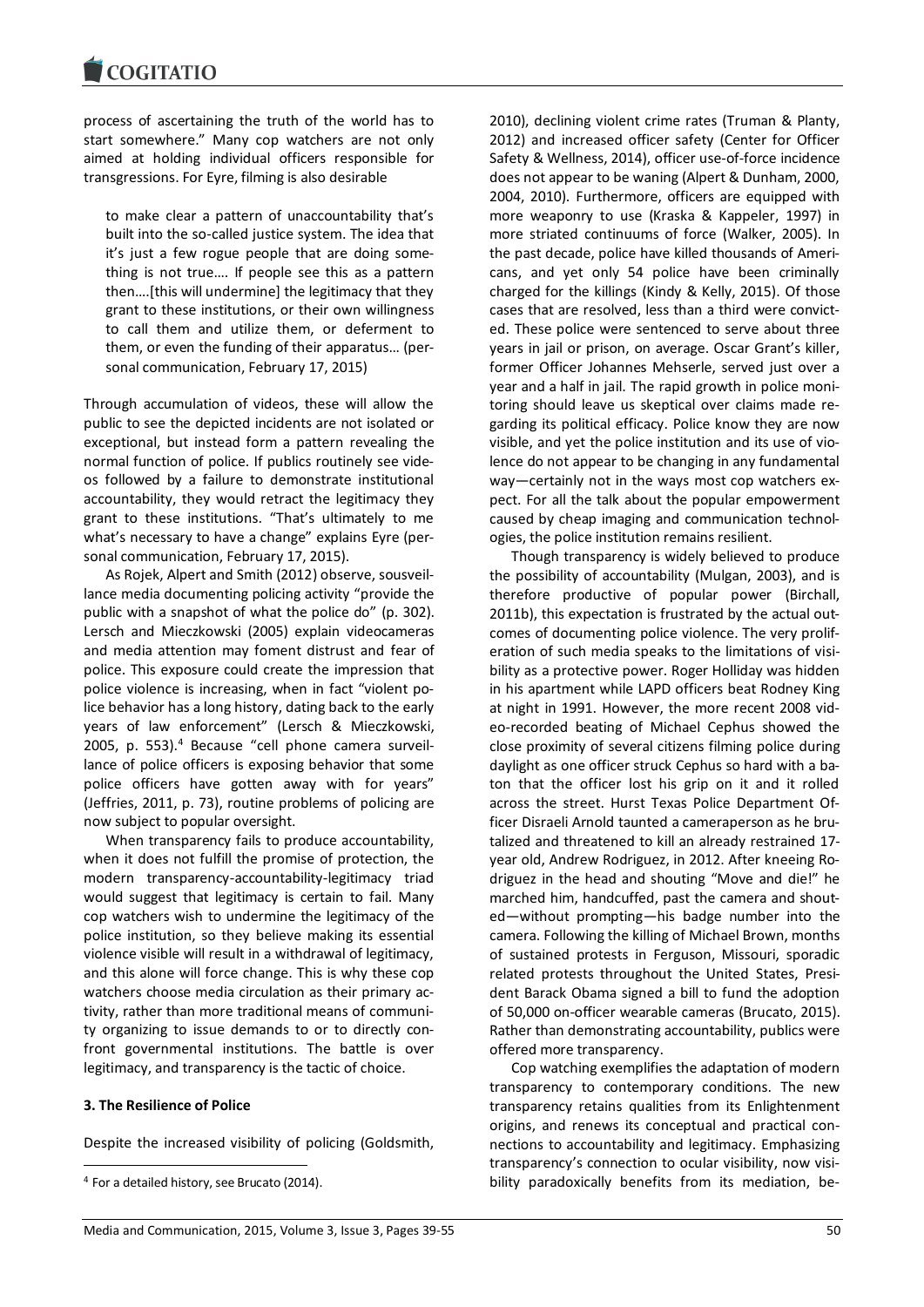process of ascertaining the truth of the world has to start somewhere." Many cop watchers are not only aimed at holding individual officers responsible for transgressions. For Eyre, filming is also desirable

> to make clear a pattern of unaccountability that's built into the so-called justice system. The idea that it's just a few rogue people that are doing something is not true…. If people see this as a pattern then….[this will undermine] the legitimacy that they grant to these institutions, or their own willingness to call them and utilize them, or deferment to them, or even the funding of their apparatus… (personal communication, February 17, 2015)

Through accumulation of videos, these will allow the public to see the depicted incidents are not isolated or exceptional, but instead form a pattern revealing the normal function of police. If publics routinely see videos followed by a failure to demonstrate institutional accountability, they would retract the legitimacy they grant to these institutions. "That's ultimately to me what's necessary to have a change" explains Eyre (personal communication, February 17, 2015).

As Rojek, Alpert and Smith (2012) observe, sousveillance media documenting policing activity "provide the public with a snapshot of what the police do" (p. 302). Lersch and Mieczkowski (2005) explain videocameras and media attention may foment distrust and fear of police. This exposure could create the impression that police violence is increasing, when in fact "violent police behavior has a long history, dating back to the early years of law enforcement" (Lersch & Mieczkowski, 2005, p. 553).[4] Because "cell phone camera surveillance of police officers is exposing behavior that some police officers have gotten away with for years" (Jeffries, 2011, p. 73), routine problems of policing are now subject to popular oversight.

When transparency fails to produce accountability, when it does not fulfill the promise of protection, the modern transparency-accountability-legitimacy triad would suggest that legitimacy is certain to fail. Many cop watchers wish to undermine the legitimacy of the police institution, so they believe making its essential violence visible will result in a withdrawal of legitimacy, and this alone will force change. This is why these cop watchers choose media circulation as their primary activity, rather than more traditional means of community organizing to issue demands to or to directly confront governmental institutions. The battle is over legitimacy, and transparency is the tactic of choice.

## 3. The Resilience of Police

Despite the increased visibility of policing (Goldsmith, 2010), declining violent crime rates (Truman & Planty, 2012) and increased officer safety (Center for Officer Safety & Wellness, 2014), officer use-of-force incidence does not appear to be waning (Alpert & Dunham, 2000, 2004, 2010). Furthermore, officers are equipped with more weaponry to use (Kraska & Kappeler, 1997) in more striated continuums of force (Walker, 2005). In the past decade, police have killed thousands of Americans, and yet only 54 police have been criminally charged for the killings (Kindy & Kelly, 2015). Of those cases that are resolved, less than a third were convicted. These police were sentenced to serve about three years in jail or prison, on average. Oscar Grant's killer, former Officer Johannes Mehserle, served just over a year and a half in jail. The rapid growth in police monitoring should leave us skeptical over claims made regarding its political efficacy. Police know they are now visible, and yet the police institution and its use of violence do not appear to be changing in any fundamental way—certainly not in the ways most cop watchers expect. For all the talk about the popular empowerment caused by cheap imaging and communication technologies, the police institution remains resilient.

Though transparency is widely believed to produce the possibility of accountability (Mulgan, 2003), and is therefore productive of popular power (Birchall, 2011b), this expectation is frustrated by the actual outcomes of documenting police violence. The very proliferation of such media speaks to the limitations of visibility as a protective power. Roger Holliday was hidden in his apartment while LAPD officers beat Rodney King at night in 1991. However, the more recent 2008 video-recorded beating of Michael Cephus showed the close proximity of several citizens filming police during daylight as one officer struck Cephus so hard with a baton that the officer lost his grip on it and it rolled across the street. Hurst Texas Police Department Officer Disraeli Arnold taunted a cameraperson as he brutalized and threatened to kill an already restrained 17-year old, Andrew Rodriguez, in 2012. After kneeing Rodriguez in the head and shouting "Move and die!" he marched him, handcuffed, past the camera and shouted—without prompting—his badge number into the camera. Following the killing of Michael Brown, months of sustained protests in Ferguson, Missouri, sporadic related protests throughout the United States, President Barack Obama signed a bill to fund the adoption of 50,000 on-officer wearable cameras (Brucato, 2015). Rather than demonstrating accountability, publics were offered more transparency.

Cop watching exemplifies the adaptation of modern transparency to contemporary conditions. The new transparency retains qualities from its Enlightenment origins, and renews its conceptual and practical connections to accountability and legitimacy. Emphasizing transparency's connection to ocular visibility, now visibility paradoxically benefits from its mediation, be-

[4] For a detailed history, see Brucato (2014).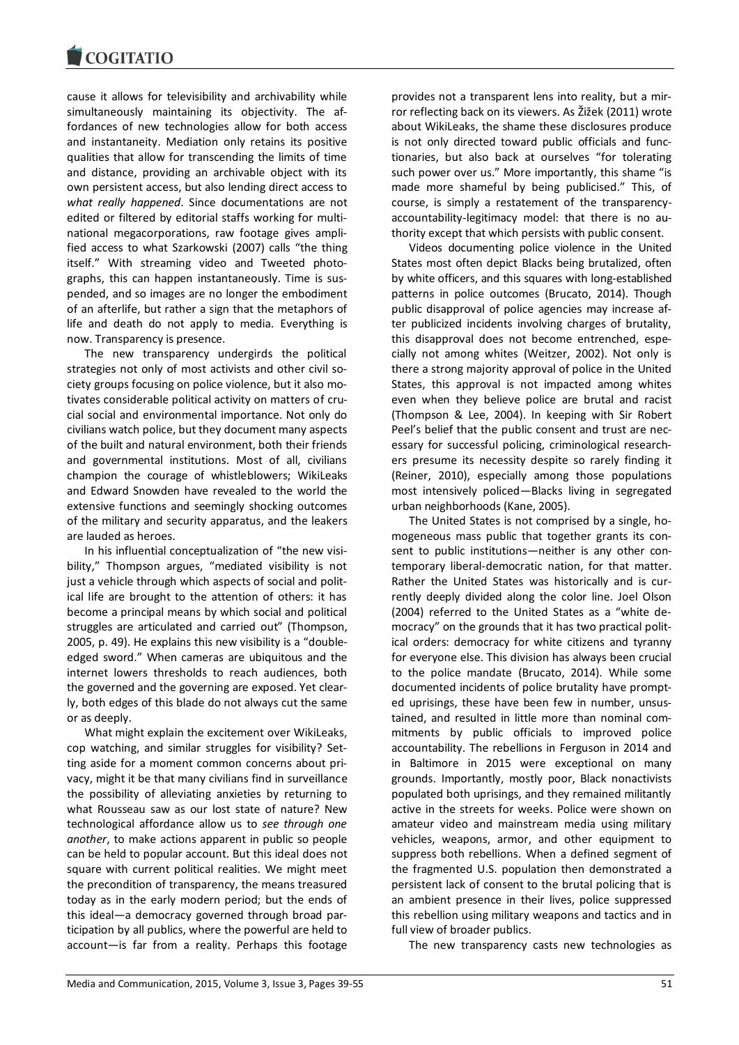cause it allows for televisibility and archivability while simultaneously maintaining its objectivity. The affordances of new technologies allow for both access and instantaneity. Mediation only retains its positive qualities that allow for transcending the limits of time and distance, providing an archivable object with its own persistent access, but also lending direct access to *what really happened*. Since documentations are not edited or filtered by editorial staffs working for multinational megacorporations, raw footage gives amplified access to what Szarkowski (2007) calls "the thing itself." With streaming video and Tweeted photographs, this can happen instantaneously. Time is suspended, and so images are no longer the embodiment of an afterlife, but rather a sign that the metaphors of life and death do not apply to media. Everything is now. Transparency is presence.

The new transparency undergirds the political strategies not only of most activists and other civil society groups focusing on police violence, but it also motivates considerable political activity on matters of crucial social and environmental importance. Not only do civilians watch police, but they document many aspects of the built and natural environment, both their friends and governmental institutions. Most of all, civilians champion the courage of whistleblowers; WikiLeaks and Edward Snowden have revealed to the world the extensive functions and seemingly shocking outcomes of the military and security apparatus, and the leakers are lauded as heroes.

In his influential conceptualization of "the new visibility," Thompson argues, "mediated visibility is not just a vehicle through which aspects of social and political life are brought to the attention of others: it has become a principal means by which social and political struggles are articulated and carried out" (Thompson, 2005, p. 49). He explains this new visibility is a "double-edged sword." When cameras are ubiquitous and the internet lowers thresholds to reach audiences, both the governed and the governing are exposed. Yet clearly, both edges of this blade do not always cut the same or as deeply.

What might explain the excitement over WikiLeaks, cop watching, and similar struggles for visibility? Setting aside for a moment common concerns about privacy, might it be that many civilians find in surveillance the possibility of alleviating anxieties by returning to what Rousseau saw as our lost state of nature? New technological affordance allow us to *see through one another*, to make actions apparent in public so people can be held to popular account. But this ideal does not square with current political realities. We might meet the precondition of transparency, the means treasured today as in the early modern period; but the ends of this ideal—a democracy governed through broad participation by all publics, where the powerful are held to account—is far from a reality. Perhaps this footage provides not a transparent lens into reality, but a mirror reflecting back on its viewers. As Žižek (2011) wrote about WikiLeaks, the shame these disclosures produce is not only directed toward public officials and functionaries, but also back at ourselves "for tolerating such power over us." More importantly, this shame "is made more shameful by being publicised." This, of course, is simply a restatement of the transparency-accountability-legitimacy model: that there is no authority except that which persists with public consent.

Videos documenting police violence in the United States most often depict Blacks being brutalized, often by white officers, and this squares with long-established patterns in police outcomes (Brucato, 2014). Though public disapproval of police agencies may increase after publicized incidents involving charges of brutality, this disapproval does not become entrenched, especially not among whites (Weitzer, 2002). Not only is there a strong majority approval of police in the United States, this approval is not impacted among whites even when they believe police are brutal and racist (Thompson & Lee, 2004). In keeping with Sir Robert Peel's belief that the public consent and trust are necessary for successful policing, criminological researchers presume its necessity despite so rarely finding it (Reiner, 2010), especially among those populations most intensively policed—Blacks living in segregated urban neighborhoods (Kane, 2005).

The United States is not comprised by a single, homogeneous mass public that together grants its consent to public institutions—neither is any other contemporary liberal-democratic nation, for that matter. Rather the United States was historically and is currently deeply divided along the color line. Joel Olson (2004) referred to the United States as a "white democracy" on the grounds that it has two practical political orders: democracy for white citizens and tyranny for everyone else. This division has always been crucial to the police mandate (Brucato, 2014). While some documented incidents of police brutality have prompted uprisings, these have been few in number, unsustained, and resulted in little more than nominal commitments by public officials to improved police accountability. The rebellions in Ferguson in 2014 and in Baltimore in 2015 were exceptional on many grounds. Importantly, mostly poor, Black nonactivists populated both uprisings, and they remained militantly active in the streets for weeks. Police were shown on amateur video and mainstream media using military vehicles, weapons, armor, and other equipment to suppress both rebellions. When a defined segment of the fragmented U.S. population then demonstrated a persistent lack of consent to the brutal policing that is an ambient presence in their lives, police suppressed this rebellion using military weapons and tactics and in full view of broader publics.

The new transparency casts new technologies as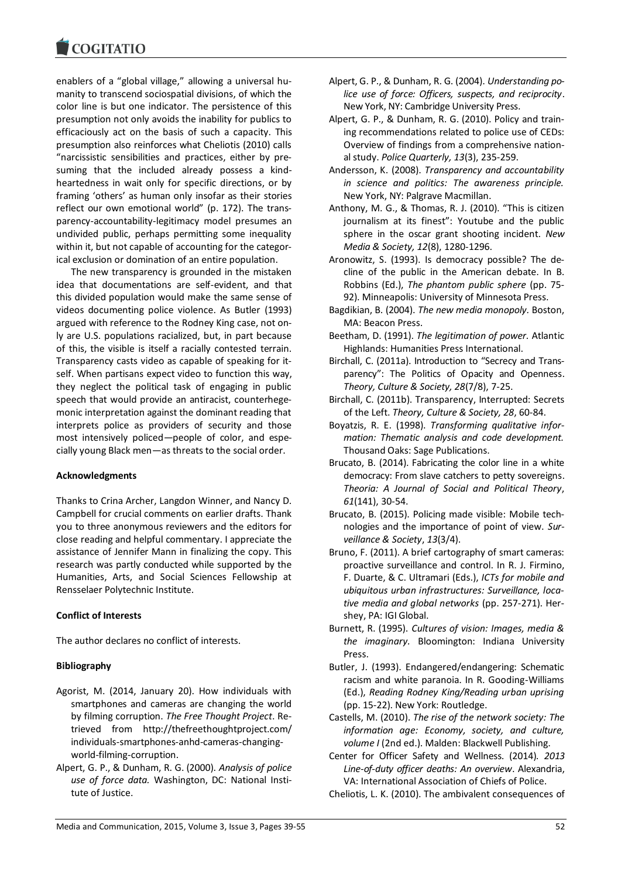enablers of a "global village," allowing a universal humanity to transcend sociospatial divisions, of which the color line is but one indicator. The persistence of this presumption not only avoids the inability for publics to efficaciously act on the basis of such a capacity. This presumption also reinforces what Cheliotis (2010) calls "narcissistic sensibilities and practices, either by presuming that the included already possess a kind-heartedness in wait only for specific directions, or by framing 'others' as human only insofar as their stories reflect our own emotional world" (p. 172). The transparency-accountability-legitimacy model presumes an undivided public, perhaps permitting some inequality within it, but not capable of accounting for the categorical exclusion or domination of an entire population.

The new transparency is grounded in the mistaken idea that documentations are self-evident, and that this divided population would make the same sense of videos documenting police violence. As Butler (1993) argued with reference to the Rodney King case, not only are U.S. populations racialized, but, in part because of this, the visible is itself a racially contested terrain. Transparency casts video as capable of speaking for itself. When partisans expect video to function this way, they neglect the political task of engaging in public speech that would provide an antiracist, counterhegemonic interpretation against the dominant reading that interprets police as providers of security and those most intensively policed—people of color, and especially young Black men—as threats to the social order.

**Acknowledgments**

Thanks to Crina Archer, Langdon Winner, and Nancy D. Campbell for crucial comments on earlier drafts. Thank you to three anonymous reviewers and the editors for close reading and helpful commentary. I appreciate the assistance of Jennifer Mann in finalizing the copy. This research was partly conducted while supported by the Humanities, Arts, and Social Sciences Fellowship at Rensselaer Polytechnic Institute.

**Conflict of Interests**

The author declares no conflict of interests.

**Bibliography**

Agorist, M. (2014, January 20). How individuals with smartphones and cameras are changing the world by filming corruption. *The Free Thought Project*. Retrieved from http://thefreethoughtproject.com/individuals-smartphones-anhd-cameras-changing-world-filming-corruption.

Alpert, G. P., & Dunham, R. G. (2000). *Analysis of police use of force data.* Washington, DC: National Institute of Justice.

Alpert, G. P., & Dunham, R. G. (2004). *Understanding police use of force: Officers, suspects, and reciprocity*. New York, NY: Cambridge University Press.

Alpert, G. P., & Dunham, R. G. (2010). Policy and training recommendations related to police use of CEDs: Overview of findings from a comprehensive national study. *Police Quarterly, 13*(3), 235-259.

Andersson, K. (2008). *Transparency and accountability in science and politics: The awareness principle.* New York, NY: Palgrave Macmillan.

Anthony, M. G., & Thomas, R. J. (2010). "This is citizen journalism at its finest": Youtube and the public sphere in the oscar grant shooting incident. *New Media & Society, 12*(8), 1280-1296.

Aronowitz, S. (1993). Is democracy possible? The decline of the public in the American debate. In B. Robbins (Ed.), *The phantom public sphere* (pp. 75-92). Minneapolis: University of Minnesota Press.

Bagdikian, B. (2004). *The new media monopoly*. Boston, MA: Beacon Press.

Beetham, D. (1991). *The legitimation of power.* Atlantic Highlands: Humanities Press International.

Birchall, C. (2011a). Introduction to "Secrecy and Transparency": The Politics of Opacity and Openness. *Theory, Culture & Society, 28*(7/8), 7-25.

Birchall, C. (2011b). Transparency, Interrupted: Secrets of the Left. *Theory, Culture & Society, 28*, 60-84.

Boyatzis, R. E. (1998). *Transforming qualitative information: Thematic analysis and code development.* Thousand Oaks: Sage Publications.

Brucato, B. (2014). Fabricating the color line in a white democracy: From slave catchers to petty sovereigns. *Theoria: A Journal of Social and Political Theory*, *61*(141), 30-54.

Brucato, B. (2015). Policing made visible: Mobile technologies and the importance of point of view. *Surveillance & Society*, *13*(3/4).

Bruno, F. (2011). A brief cartography of smart cameras: proactive surveillance and control. In R. J. Firmino, F. Duarte, & C. Ultramari (Eds.), *ICTs for mobile and ubiquitous urban infrastructures: Surveillance, locative media and global networks* (pp. 257-271). Hershey, PA: IGI Global.

Burnett, R. (1995). *Cultures of vision: Images, media & the imaginary.* Bloomington: Indiana University Press.

Butler, J. (1993). Endangered/endangering: Schematic racism and white paranoia. In R. Gooding-Williams (Ed.), *Reading Rodney King/Reading urban uprising* (pp. 15-22). New York: Routledge.

Castells, M. (2010). *The rise of the network society: The information age: Economy, society, and culture, volume I* (2nd ed.). Malden: Blackwell Publishing.

Center for Officer Safety and Wellness. (2014). *2013 Line-of-duty officer deaths: An overview*. Alexandria, VA: International Association of Chiefs of Police.

Cheliotis, L. K. (2010). The ambivalent consequences of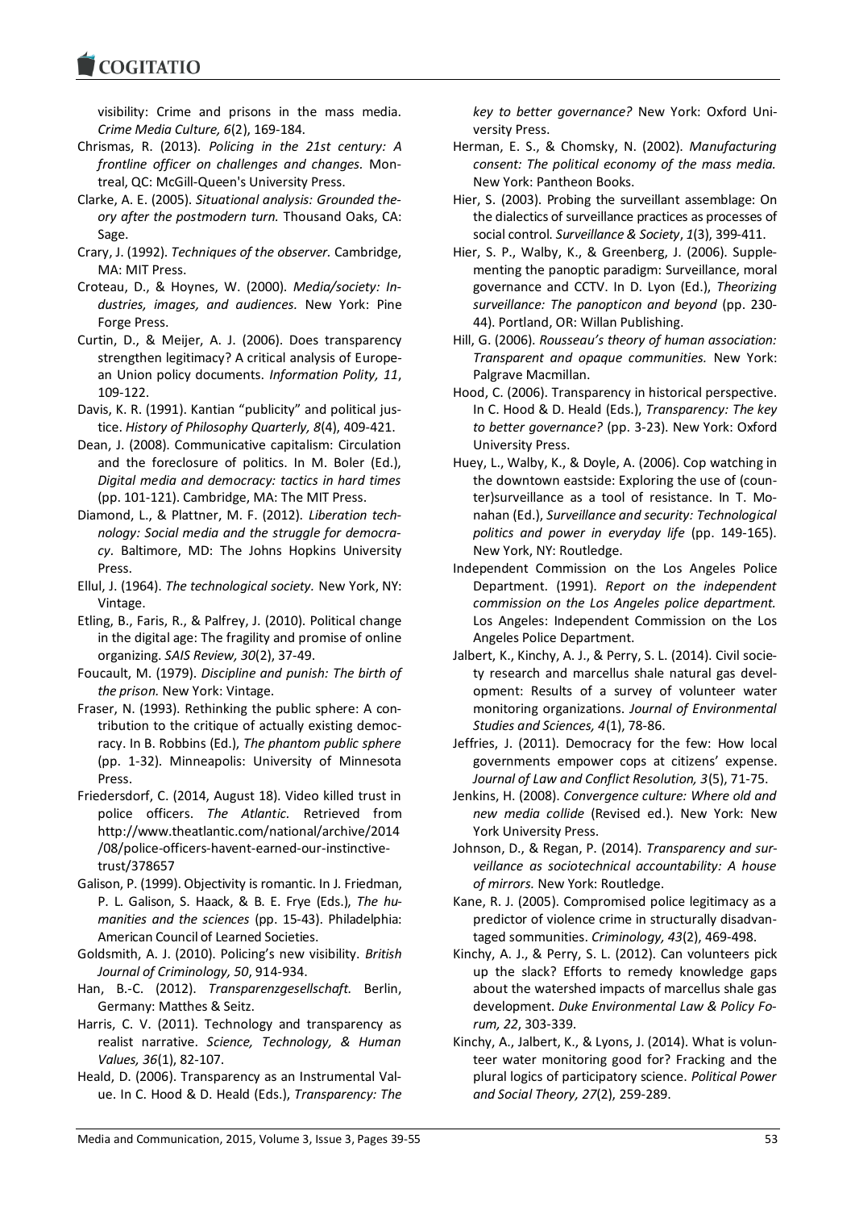visibility: Crime and prisons in the mass media. *Crime Media Culture, 6*(2), 169-184.

Chrismas, R. (2013). *Policing in the 21st century: A frontline officer on challenges and changes.* Montreal, QC: McGill-Queen's University Press.

Clarke, A. E. (2005). *Situational analysis: Grounded theory after the postmodern turn.* Thousand Oaks, CA: Sage.

Crary, J. (1992). *Techniques of the observer.* Cambridge, MA: MIT Press.

Croteau, D., & Hoynes, W. (2000). *Media/society: Industries, images, and audiences.* New York: Pine Forge Press.

Curtin, D., & Meijer, A. J. (2006). Does transparency strengthen legitimacy? A critical analysis of European Union policy documents. *Information Polity, 11*, 109-122.

Davis, K. R. (1991). Kantian "publicity" and political justice. *History of Philosophy Quarterly, 8*(4), 409-421.

Dean, J. (2008). Communicative capitalism: Circulation and the foreclosure of politics. In M. Boler (Ed.), *Digital media and democracy: tactics in hard times* (pp. 101-121). Cambridge, MA: The MIT Press.

Diamond, L., & Plattner, M. F. (2012). *Liberation technology: Social media and the struggle for democracy.* Baltimore, MD: The Johns Hopkins University Press.

Ellul, J. (1964). *The technological society.* New York, NY: Vintage.

Etling, B., Faris, R., & Palfrey, J. (2010). Political change in the digital age: The fragility and promise of online organizing. *SAIS Review, 30*(2), 37-49.

Foucault, M. (1979). *Discipline and punish: The birth of the prison.* New York: Vintage.

Fraser, N. (1993). Rethinking the public sphere: A contribution to the critique of actually existing democracy. In B. Robbins (Ed.), *The phantom public sphere* (pp. 1-32). Minneapolis: University of Minnesota Press.

Friedersdorf, C. (2014, August 18). Video killed trust in police officers. *The Atlantic.* Retrieved from http://www.theatlantic.com/national/archive/2014/08/police-officers-havent-earned-our-instinctive-trust/378657

Galison, P. (1999). Objectivity is romantic. In J. Friedman, P. L. Galison, S. Haack, & B. E. Frye (Eds.), *The humanities and the sciences* (pp. 15-43). Philadelphia: American Council of Learned Societies.

Goldsmith, A. J. (2010). Policing's new visibility. *British Journal of Criminology, 50*, 914-934.

Han, B.-C. (2012). *Transparenzgesellschaft.* Berlin, Germany: Matthes & Seitz.

Harris, C. V. (2011). Technology and transparency as realist narrative. *Science, Technology, & Human Values, 36*(1), 82-107.

Heald, D. (2006). Transparency as an Instrumental Value. In C. Hood & D. Heald (Eds.), *Transparency: The key to better governance?* New York: Oxford University Press.

Herman, E. S., & Chomsky, N. (2002). *Manufacturing consent: The political economy of the mass media.* New York: Pantheon Books.

Hier, S. (2003). Probing the surveillant assemblage: On the dialectics of surveillance practices as processes of social control. *Surveillance & Society*, *1*(3), 399-411.

Hier, S. P., Walby, K., & Greenberg, J. (2006). Supplementing the panoptic paradigm: Surveillance, moral governance and CCTV. In D. Lyon (Ed.), *Theorizing surveillance: The panopticon and beyond* (pp. 230-44). Portland, OR: Willan Publishing.

Hill, G. (2006). *Rousseau's theory of human association: Transparent and opaque communities.* New York: Palgrave Macmillan.

Hood, C. (2006). Transparency in historical perspective. In C. Hood & D. Heald (Eds.), *Transparency: The key to better governance?* (pp. 3-23). New York: Oxford University Press.

Huey, L., Walby, K., & Doyle, A. (2006). Cop watching in the downtown eastside: Exploring the use of (counter)surveillance as a tool of resistance. In T. Monahan (Ed.), *Surveillance and security: Technological politics and power in everyday life* (pp. 149-165). New York, NY: Routledge.

Independent Commission on the Los Angeles Police Department. (1991). *Report on the independent commission on the Los Angeles police department.* Los Angeles: Independent Commission on the Los Angeles Police Department.

Jalbert, K., Kinchy, A. J., & Perry, S. L. (2014). Civil society research and marcellus shale natural gas development: Results of a survey of volunteer water monitoring organizations. *Journal of Environmental Studies and Sciences, 4*(1), 78-86.

Jeffries, J. (2011). Democracy for the few: How local governments empower cops at citizens' expense. *Journal of Law and Conflict Resolution, 3*(5), 71-75.

Jenkins, H. (2008). *Convergence culture: Where old and new media collide* (Revised ed.). New York: New York University Press.

Johnson, D., & Regan, P. (2014). *Transparency and surveillance as sociotechnical accountability: A house of mirrors.* New York: Routledge.

Kane, R. J. (2005). Compromised police legitimacy as a predictor of violence crime in structurally disadvantaged sommunities. *Criminology, 43*(2), 469-498.

Kinchy, A. J., & Perry, S. L. (2012). Can volunteers pick up the slack? Efforts to remedy knowledge gaps about the watershed impacts of marcellus shale gas development. *Duke Environmental Law & Policy Forum, 22*, 303-339.

Kinchy, A., Jalbert, K., & Lyons, J. (2014). What is volunteer water monitoring good for? Fracking and the plural logics of participatory science. *Political Power and Social Theory, 27*(2), 259-289.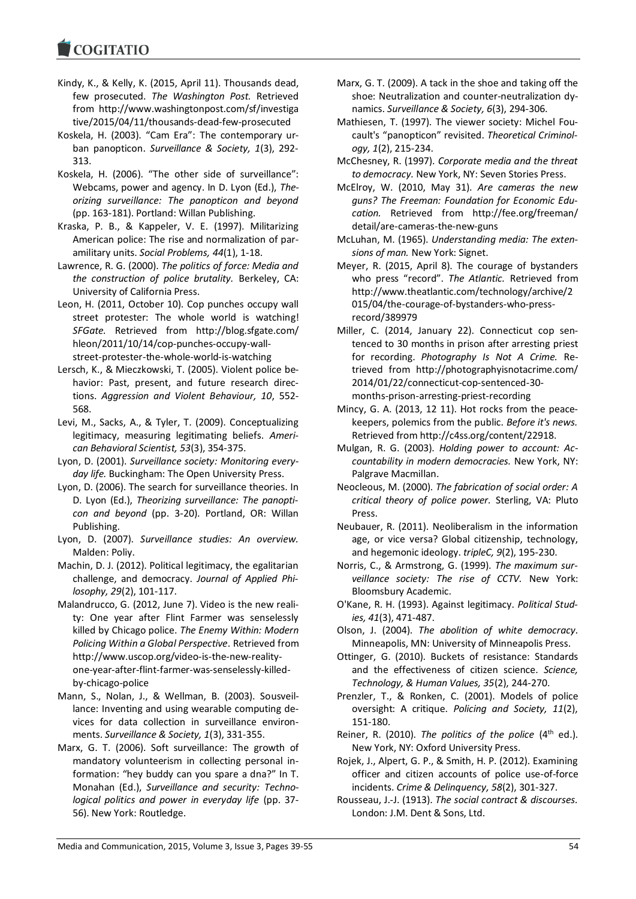Kindy, K., & Kelly, K. (2015, April 11). Thousands dead, few prosecuted. *The Washington Post.* Retrieved from http://www.washingtonpost.com/sf/investigative/2015/04/11/thousands-dead-few-prosecuted

Koskela, H. (2003). "Cam Era": The contemporary urban panopticon. *Surveillance & Society, 1*(3), 292-313.

Koskela, H. (2006). "The other side of surveillance": Webcams, power and agency. In D. Lyon (Ed.), *Theorizing surveillance: The panopticon and beyond* (pp. 163-181). Portland: Willan Publishing.

Kraska, P. B., & Kappeler, V. E. (1997). Militarizing American police: The rise and normalization of paramilitary units. *Social Problems, 44*(1), 1-18.

Lawrence, R. G. (2000). *The politics of force: Media and the construction of police brutality.* Berkeley, CA: University of California Press.

Leon, H. (2011, October 10). Cop punches occupy wall street protester: The whole world is watching! *SFGate.* Retrieved from http://blog.sfgate.com/hleon/2011/10/14/cop-punches-occupy-wall-street-protester-the-whole-world-is-watching

Lersch, K., & Mieczkowski, T. (2005). Violent police behavior: Past, present, and future research directions. *Aggression and Violent Behaviour, 10*, 552-568.

Levi, M., Sacks, A., & Tyler, T. (2009). Conceptualizing legitimacy, measuring legitimating beliefs. *American Behavioral Scientist, 53*(3), 354-375.

Lyon, D. (2001). *Surveillance society: Monitoring everyday life.* Buckingham: The Open University Press.

Lyon, D. (2006). The search for surveillance theories. In D. Lyon (Ed.), *Theorizing surveillance: The panopticon and beyond* (pp. 3-20). Portland, OR: Willan Publishing.

Lyon, D. (2007). *Surveillance studies: An overview.* Malden: Poliy.

Machin, D. J. (2012). Political legitimacy, the egalitarian challenge, and democracy. *Journal of Applied Philosophy, 29*(2), 101-117.

Malandrucco, G. (2012, June 7). Video is the new reality: One year after Flint Farmer was senselessly killed by Chicago police. *The Enemy Within: Modern Policing Within a Global Perspective*. Retrieved from http://www.uscop.org/video-is-the-new-reality-one-year-after-flint-farmer-was-senselessly-killed-by-chicago-police

Mann, S., Nolan, J., & Wellman, B. (2003). Sousveillance: Inventing and using wearable computing devices for data collection in surveillance environments. *Surveillance & Society, 1*(3), 331-355.

Marx, G. T. (2006). Soft surveillance: The growth of mandatory volunteerism in collecting personal information: "hey buddy can you spare a dna?" In T. Monahan (Ed.), *Surveillance and security: Technological politics and power in everyday life* (pp. 37-56). New York: Routledge.

Marx, G. T. (2009). A tack in the shoe and taking off the shoe: Neutralization and counter-neutralization dynamics. *Surveillance & Society, 6*(3), 294-306.

Mathiesen, T. (1997). The viewer society: Michel Foucault's "panopticon" revisited. *Theoretical Criminology, 1*(2), 215-234.

McChesney, R. (1997). *Corporate media and the threat to democracy.* New York, NY: Seven Stories Press.

McElroy, W. (2010, May 31). *Are cameras the new guns? The Freeman: Foundation for Economic Education.* Retrieved from http://fee.org/freeman/detail/are-cameras-the-new-guns

McLuhan, M. (1965). *Understanding media: The extensions of man.* New York: Signet.

Meyer, R. (2015, April 8). The courage of bystanders who press "record". *The Atlantic.* Retrieved from http://www.theatlantic.com/technology/archive/2015/04/the-courage-of-bystanders-who-press-record/389979

Miller, C. (2014, January 22). Connecticut cop sentenced to 30 months in prison after arresting priest for recording. *Photography Is Not A Crime.* Retrieved from http://photographyisnotacrime.com/2014/01/22/connecticut-cop-sentenced-30-months-prison-arresting-priest-recording

Mincy, G. A. (2013, 12 11). Hot rocks from the peacekeepers, polemics from the public. *Before it's news.* Retrieved from http://c4ss.org/content/22918.

Mulgan, R. G. (2003). *Holding power to account: Accountability in modern democracies.* New York, NY: Palgrave Macmillan.

Neocleous, M. (2000). *The fabrication of social order: A critical theory of police power.* Sterling, VA: Pluto Press.

Neubauer, R. (2011). Neoliberalism in the information age, or vice versa? Global citizenship, technology, and hegemonic ideology. *tripleC, 9*(2), 195-230.

Norris, C., & Armstrong, G. (1999). *The maximum surveillance society: The rise of CCTV.* New York: Bloomsbury Academic.

O'Kane, R. H. (1993). Against legitimacy. *Political Studies, 41*(3), 471-487.

Olson, J. (2004). *The abolition of white democracy.* Minneapolis, MN: University of Minneapolis Press.

Ottinger, G. (2010). Buckets of resistance: Standards and the effectiveness of citizen science. *Science, Technology, & Human Values, 35*(2), 244-270.

Prenzler, T., & Ronken, C. (2001). Models of police oversight: A critique. *Policing and Society, 11*(2), 151-180.

Reiner, R. (2010). *The politics of the police* (4th ed.). New York, NY: Oxford University Press.

Rojek, J., Alpert, G. P., & Smith, H. P. (2012). Examining officer and citizen accounts of police use-of-force incidents. *Crime & Delinquency, 58*(2), 301-327.

Rousseau, J.-J. (1913). *The social contract & discourses.* London: J.M. Dent & Sons, Ltd.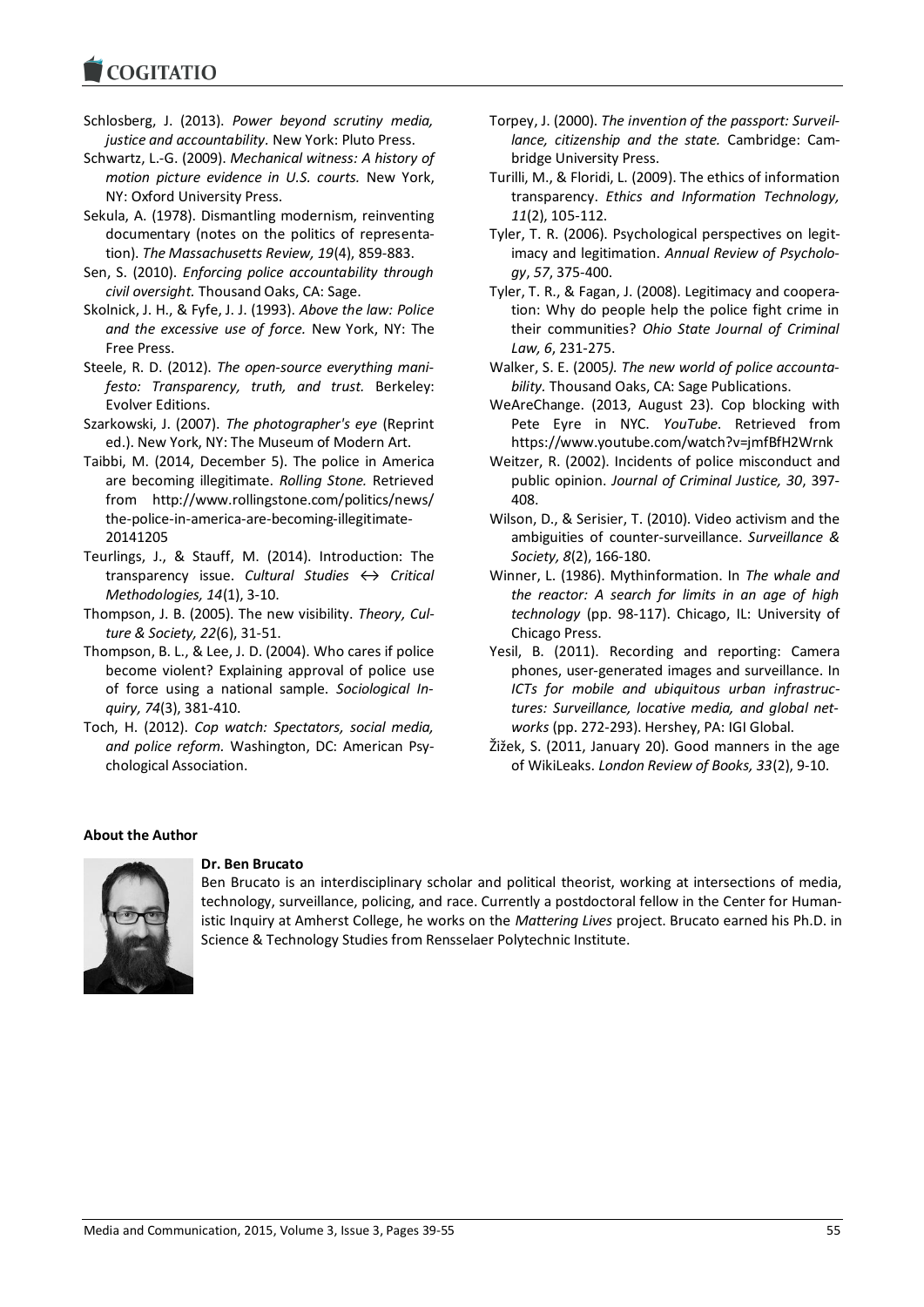Schlosberg, J. (2013). *Power beyond scrutiny media, justice and accountability*. New York: Pluto Press.

Schwartz, L.-G. (2009). *Mechanical witness: A history of motion picture evidence in U.S. courts.* New York, NY: Oxford University Press.

Sekula, A. (1978). Dismantling modernism, reinventing documentary (notes on the politics of representation). *The Massachusetts Review, 19*(4), 859-883.

Sen, S. (2010). *Enforcing police accountability through civil oversight.* Thousand Oaks, CA: Sage.

Skolnick, J. H., & Fyfe, J. J. (1993). *Above the law: Police and the excessive use of force.* New York, NY: The Free Press.

Steele, R. D. (2012). *The open-source everything manifesto: Transparency, truth, and trust.* Berkeley: Evolver Editions.

Szarkowski, J. (2007). *The photographer's eye* (Reprint ed.). New York, NY: The Museum of Modern Art.

Taibbi, M. (2014, December 5). The police in America are becoming illegitimate. *Rolling Stone.* Retrieved from http://www.rollingstone.com/politics/news/the-police-in-america-are-becoming-illegitimate-20141205

Teurlings, J., & Stauff, M. (2014). Introduction: The transparency issue. *Cultural Studies ↔ Critical Methodologies, 14*(1), 3-10.

Thompson, J. B. (2005). The new visibility. *Theory, Culture & Society, 22*(6), 31-51.

Thompson, B. L., & Lee, J. D. (2004). Who cares if police become violent? Explaining approval of police use of force using a national sample. *Sociological Inquiry, 74*(3), 381-410.

Toch, H. (2012). *Cop watch: Spectators, social media, and police reform.* Washington, DC: American Psychological Association.

Torpey, J. (2000). *The invention of the passport: Surveillance, citizenship and the state.* Cambridge: Cambridge University Press.

Turilli, M., & Floridi, L. (2009). The ethics of information transparency. *Ethics and Information Technology, 11*(2), 105-112.

Tyler, T. R. (2006). Psychological perspectives on legitimacy and legitimation. *Annual Review of Psychology*, *57*, 375-400.

Tyler, T. R., & Fagan, J. (2008). Legitimacy and cooperation: Why do people help the police fight crime in their communities? *Ohio State Journal of Criminal Law, 6*, 231-275.

Walker, S. E. (2005*). The new world of police accountability.* Thousand Oaks, CA: Sage Publications.

WeAreChange. (2013, August 23). Cop blocking with Pete Eyre in NYC. *YouTube*. Retrieved from https://www.youtube.com/watch?v=jmfBfH2Wrnk

Weitzer, R. (2002). Incidents of police misconduct and public opinion. *Journal of Criminal Justice, 30*, 397-408.

Wilson, D., & Serisier, T. (2010). Video activism and the ambiguities of counter-surveillance. *Surveillance & Society, 8*(2), 166-180.

Winner, L. (1986). Mythinformation. In *The whale and the reactor: A search for limits in an age of high technology* (pp. 98-117). Chicago, IL: University of Chicago Press.

Yesil, B. (2011). Recording and reporting: Camera phones, user-generated images and surveillance. In *ICTs for mobile and ubiquitous urban infrastructures: Surveillance, locative media, and global networks* (pp. 272-293). Hershey, PA: IGI Global.

Žižek, S. (2011, January 20). Good manners in the age of WikiLeaks. *London Review of Books, 33*(2), 9-10.

**About the Author**

**Dr. Ben Brucato**

Ben Brucato is an interdisciplinary scholar and political theorist, working at intersections of media, technology, surveillance, policing, and race. Currently a postdoctoral fellow in the Center for Humanistic Inquiry at Amherst College, he works on the *Mattering Lives* project. Brucato earned his Ph.D. in Science & Technology Studies from Rensselaer Polytechnic Institute.